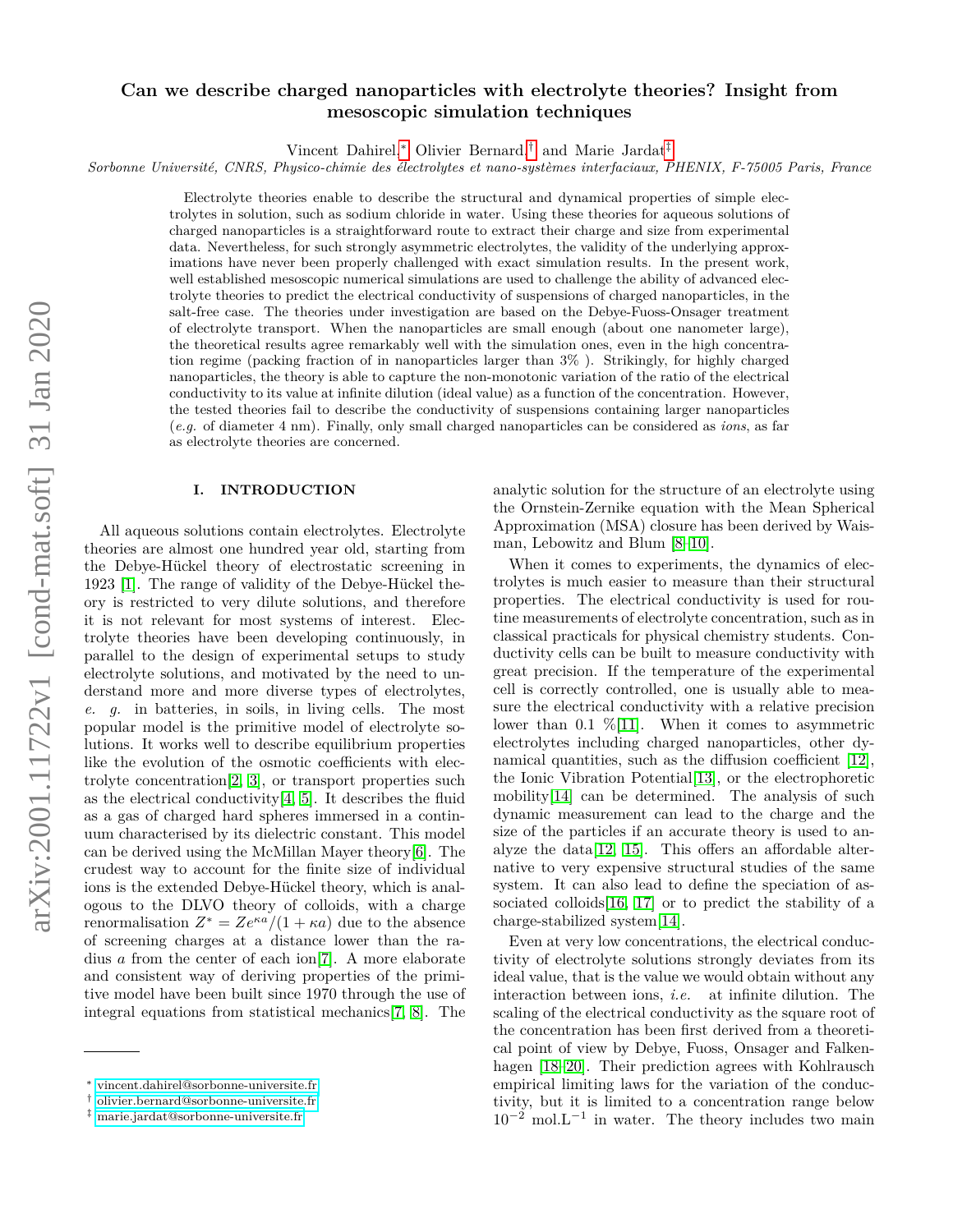# Can we describe charged nanoparticles with electrolyte theories? Insight from mesoscopic simulation techniques

Vincent Dahirel,[*] Olivier Bernard,[†] and Marie Jardat[‡]

*Sorbonne Université, CNRS, Physico-chimie des électrolytes et nano-systèmes interfaciaux, PHENIX, F-75005 Paris, France*

Electrolyte theories enable to describe the structural and dynamical properties of simple electrolytes in solution, such as sodium chloride in water. Using these theories for aqueous solutions of charged nanoparticles is a straightforward route to extract their charge and size from experimental data. Nevertheless, for such strongly asymmetric electrolytes, the validity of the underlying approximations have never been properly challenged with exact simulation results. In the present work, well established mesoscopic numerical simulations are used to challenge the ability of advanced electrolyte theories to predict the electrical conductivity of suspensions of charged nanoparticles, in the salt-free case. The theories under investigation are based on the Debye-Fuoss-Onsager treatment of electrolyte transport. When the nanoparticles are small enough (about one nanometer large), the theoretical results agree remarkably well with the simulation ones, even in the high concentration regime (packing fraction of in nanoparticles larger than 3% ). Strikingly, for highly charged nanoparticles, the theory is able to capture the non-monotonic variation of the ratio of the electrical conductivity to its value at infinite dilution (ideal value) as a function of the concentration. However, the tested theories fail to describe the conductivity of suspensions containing larger nanoparticles (*e.g.* of diameter 4 nm). Finally, only small charged nanoparticles can be considered as *ions*, as far as electrolyte theories are concerned.

## I. INTRODUCTION

All aqueous solutions contain electrolytes. Electrolyte theories are almost one hundred year old, starting from the Debye-Hückel theory of electrostatic screening in 1923 [1]. The range of validity of the Debye-Hückel theory is restricted to very dilute solutions, and therefore it is not relevant for most systems of interest. Electrolyte theories have been developing continuously, in parallel to the design of experimental setups to study electrolyte solutions, and motivated by the need to understand more and more diverse types of electrolytes, *e. g.* in batteries, in soils, in living cells. The most popular model is the primitive model of electrolyte solutions. It works well to describe equilibrium properties like the evolution of the osmotic coefficients with electrolyte concentration[2, 3], or transport properties such as the electrical conductivity[4, 5]. It describes the fluid as a gas of charged hard spheres immersed in a continuum characterised by its dielectric constant. This model can be derived using the McMillan Mayer theory[6]. The crudest way to account for the finite size of individual ions is the extended Debye-Hückel theory, which is analogous to the DLVO theory of colloids, with a charge renormalisation $Z^* = Ze^{\kappa a}/(1+\kappa a)$ due to the absence of screening charges at a distance lower than the radius $a$ from the center of each ion[7]. A more elaborate and consistent way of deriving properties of the primitive model have been built since 1970 through the use of integral equations from statistical mechanics[7, 8]. The analytic solution for the structure of an electrolyte using the Ornstein-Zernike equation with the Mean Spherical Approximation (MSA) closure has been derived by Waisman, Lebowitz and Blum [8–10].

When it comes to experiments, the dynamics of electrolytes is much easier to measure than their structural properties. The electrical conductivity is used for routine measurements of electrolyte concentration, such as in classical practicals for physical chemistry students. Conductivity cells can be built to measure conductivity with great precision. If the temperature of the experimental cell is correctly controlled, one is usually able to measure the electrical conductivity with a relative precision lower than 0.1 %[11]. When it comes to asymmetric electrolytes including charged nanoparticles, other dynamical quantities, such as the diffusion coefficient [12], the Ionic Vibration Potential[13], or the electrophoretic mobility[14] can be determined. The analysis of such dynamic measurement can lead to the charge and the size of the particles if an accurate theory is used to analyze the data[12, 15]. This offers an affordable alternative to very expensive structural studies of the same system. It can also lead to define the speciation of associated colloids[16, 17] or to predict the stability of a charge-stabilized system[14].

Even at very low concentrations, the electrical conductivity of electrolyte solutions strongly deviates from its ideal value, that is the value we would obtain without any interaction between ions, *i.e.* at infinite dilution. The scaling of the electrical conductivity as the square root of the concentration has been first derived from a theoretical point of view by Debye, Fuoss, Onsager and Falkenhagen [18–20]. Their prediction agrees with Kohlrausch empirical limiting laws for the variation of the conductivity, but it is limited to a concentration range below $10^{-2}$ mol.L$^{-1}$ in water. The theory includes two main

---

[*] vincent.dahirel@sorbonne-universite.fr
[†] olivier.bernard@sorbonne-universite.fr
[‡] marie.jardat@sorbonne-universite.fr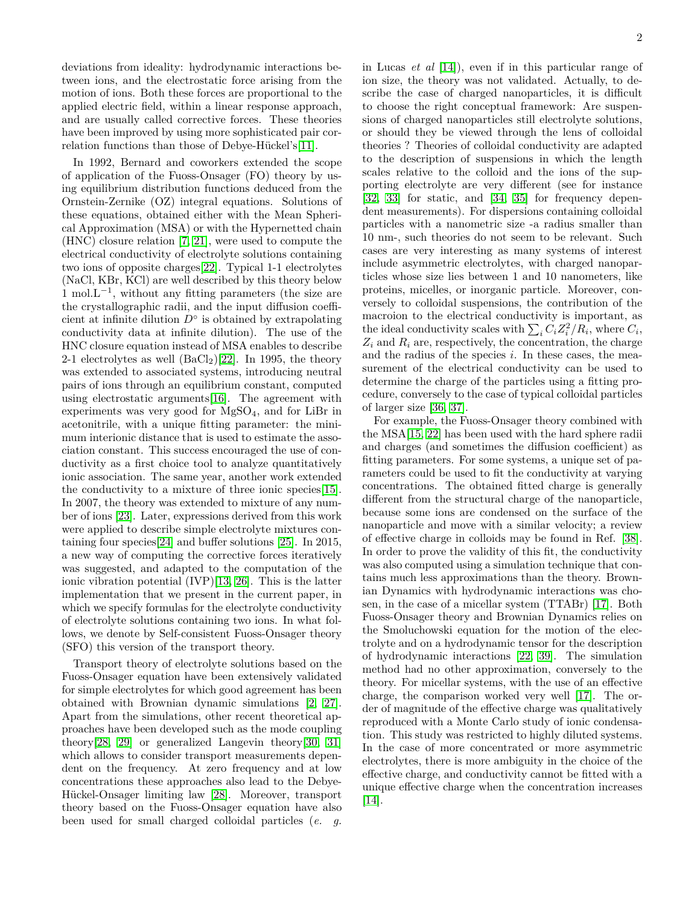deviations from ideality: hydrodynamic interactions between ions, and the electrostatic force arising from the motion of ions. Both these forces are proportional to the applied electric field, within a linear response approach, and are usually called corrective forces. These theories have been improved by using more sophisticated pair correlation functions than those of Debye-Hückel's[11].

In 1992, Bernard and coworkers extended the scope of application of the Fuoss-Onsager (FO) theory by using equilibrium distribution functions deduced from the Ornstein-Zernike (OZ) integral equations. Solutions of these equations, obtained either with the Mean Spherical Approximation (MSA) or with the Hypernetted chain (HNC) closure relation [7, 21], were used to compute the electrical conductivity of electrolyte solutions containing two ions of opposite charges[22]. Typical 1-1 electrolytes (NaCl, KBr, KCl) are well described by this theory below 1 mol.L$^{-1}$, without any fitting parameters (the size are the crystallographic radii, and the input diffusion coefficient at infinite dilution $D^{\circ}$ is obtained by extrapolating conductivity data at infinite dilution). The use of the HNC closure equation instead of MSA enables to describe 2-1 electrolytes as well ($BaCl_2$)[22]. In 1995, the theory was extended to associated systems, introducing neutral pairs of ions through an equilibrium constant, computed using electrostatic arguments[16]. The agreement with experiments was very good for $MgSO_4$, and for LiBr in acetonitrile, with a unique fitting parameter: the minimum interionic distance that is used to estimate the association constant. This success encouraged the use of conductivity as a first choice tool to analyze quantitatively ionic association. The same year, another work extended the conductivity to a mixture of three ionic species[15]. In 2007, the theory was extended to mixture of any number of ions [23]. Later, expressions derived from this work were applied to describe simple electrolyte mixtures containing four species[24] and buffer solutions [25]. In 2015, a new way of computing the corrective forces iteratively was suggested, and adapted to the computation of the ionic vibration potential (IVP)[13, 26]. This is the latter implementation that we present in the current paper, in which we specify formulas for the electrolyte conductivity of electrolyte solutions containing two ions. In what follows, we denote by Self-consistent Fuoss-Onsager theory (SFO) this version of the transport theory.

Transport theory of electrolyte solutions based on the Fuoss-Onsager equation have been extensively validated for simple electrolytes for which good agreement has been obtained with Brownian dynamic simulations [2, 27]. Apart from the simulations, other recent theoretical approaches have been developed such as the mode coupling theory[28, 29] or generalized Langevin theory[30, 31] which allows to consider transport measurements dependent on the frequency. At zero frequency and at low concentrations these approaches also lead to the Debye-Hückel-Onsager limiting law [28]. Moreover, transport theory based on the Fuoss-Onsager equation have also been used for small charged colloidal particles (*e. g.* in Lucas *et al* [14]), even if in this particular range of ion size, the theory was not validated. Actually, to describe the case of charged nanoparticles, it is difficult to choose the right conceptual framework: Are suspensions of charged nanoparticles still electrolyte solutions, or should they be viewed through the lens of colloidal theories ? Theories of colloidal conductivity are adapted to the description of suspensions in which the length scales relative to the colloid and the ions of the supporting electrolyte are very different (see for instance [32, 33] for static, and [34, 35] for frequency dependent measurements). For dispersions containing colloidal particles with a nanometric size -a radius smaller than 10 nm-, such theories do not seem to be relevant. Such cases are very interesting as many systems of interest include asymmetric electrolytes, with charged nanoparticles whose size lies between 1 and 10 nanometers, like proteins, micelles, or inorganic particle. Moreover, conversely to colloidal suspensions, the contribution of the macroion to the electrical conductivity is important, as the ideal conductivity scales with $\sum_i C_i Z_i^2 / R_i$, where $C_i$, $Z_i$ and $R_i$ are, respectively, the concentration, the charge and the radius of the species $i$. In these cases, the measurement of the electrical conductivity can be used to determine the charge of the particles using a fitting procedure, conversely to the case of typical colloidal particles of larger size [36, 37].

For example, the Fuoss-Onsager theory combined with the MSA[15, 22] has been used with the hard sphere radii and charges (and sometimes the diffusion coefficient) as fitting parameters. For some systems, a unique set of parameters could be used to fit the conductivity at varying concentrations. The obtained fitted charge is generally different from the structural charge of the nanoparticle, because some ions are condensed on the surface of the nanoparticle and move with a similar velocity; a review of effective charge in colloids may be found in Ref. [38]. In order to prove the validity of this fit, the conductivity was also computed using a simulation technique that contains much less approximations than the theory. Brownian Dynamics with hydrodynamic interactions was chosen, in the case of a micellar system (TTABr) [17]. Both Fuoss-Onsager theory and Brownian Dynamics relies on the Smoluchowski equation for the motion of the electrolyte and on a hydrodynamic tensor for the description of hydrodynamic interactions [22, 39]. The simulation method had no other approximation, conversely to the theory. For micellar systems, with the use of an effective charge, the comparison worked very well [17]. The order of magnitude of the effective charge was qualitatively reproduced with a Monte Carlo study of ionic condensation. This study was restricted to highly diluted systems. In the case of more concentrated or more asymmetric electrolytes, there is more ambiguity in the choice of the effective charge, and conductivity cannot be fitted with a unique effective charge when the concentration increases [14].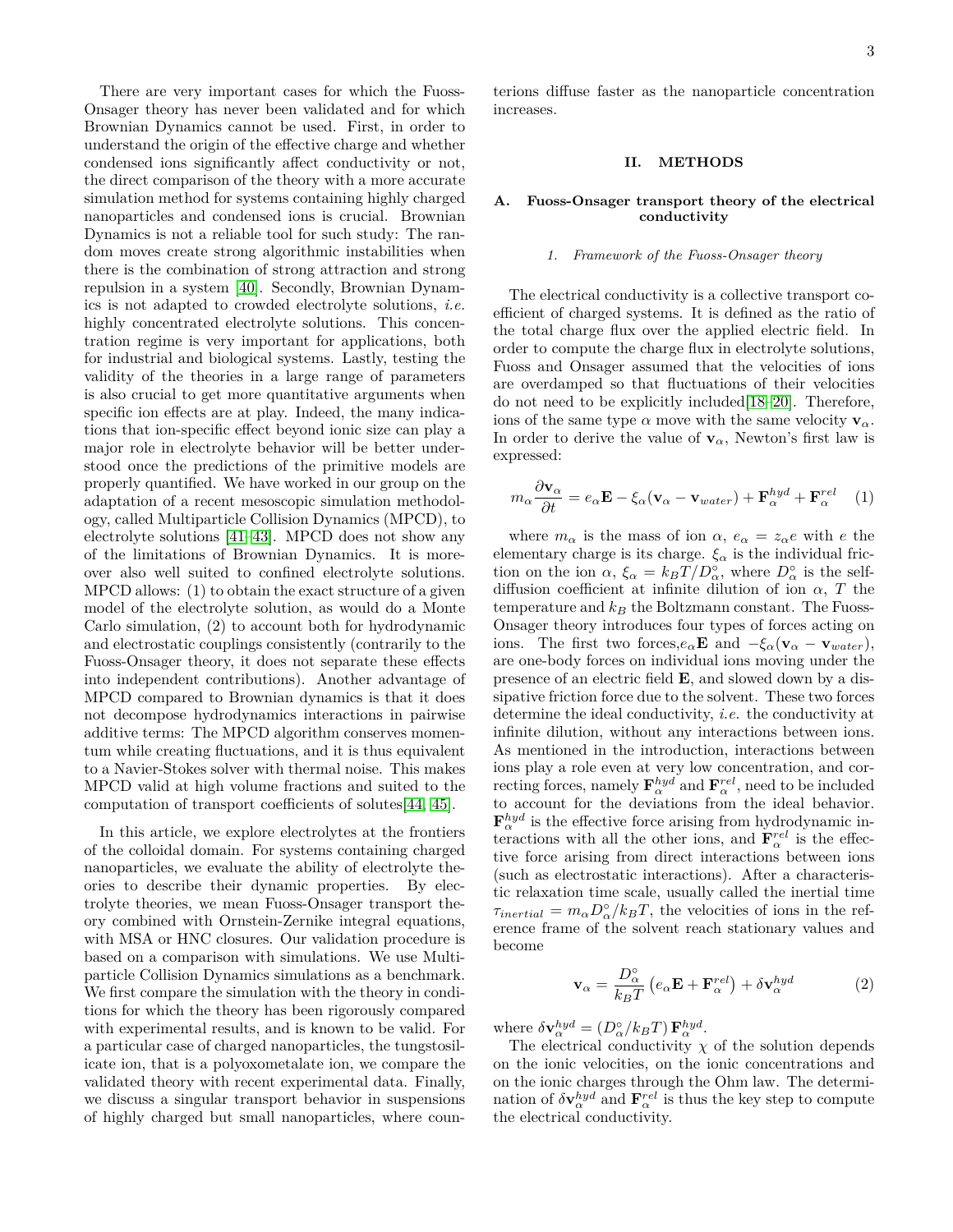There are very important cases for which the Fuoss-Onsager theory has never been validated and for which Brownian Dynamics cannot be used. First, in order to understand the origin of the effective charge and whether condensed ions significantly affect conductivity or not, the direct comparison of the theory with a more accurate simulation method for systems containing highly charged nanoparticles and condensed ions is crucial. Brownian Dynamics is not a reliable tool for such study: The random moves create strong algorithmic instabilities when there is the combination of strong attraction and strong repulsion in a system [40]. Secondly, Brownian Dynamics is not adapted to crowded electrolyte solutions, *i.e.* highly concentrated electrolyte solutions. This concentration regime is very important for applications, both for industrial and biological systems. Lastly, testing the validity of the theories in a large range of parameters is also crucial to get more quantitative arguments when specific ion effects are at play. Indeed, the many indications that ion-specific effect beyond ionic size can play a major role in electrolyte behavior will be better understood once the predictions of the primitive models are properly quantified. We have worked in our group on the adaptation of a recent mesoscopic simulation methodology, called Multiparticle Collision Dynamics (MPCD), to electrolyte solutions [41–43]. MPCD does not show any of the limitations of Brownian Dynamics. It is moreover also well suited to confined electrolyte solutions. MPCD allows: (1) to obtain the exact structure of a given model of the electrolyte solution, as would do a Monte Carlo simulation, (2) to account both for hydrodynamic and electrostatic couplings consistently (contrarily to the Fuoss-Onsager theory, it does not separate these effects into independent contributions). Another advantage of MPCD compared to Brownian dynamics is that it does not decompose hydrodynamics interactions in pairwise additive terms: The MPCD algorithm conserves momentum while creating fluctuations, and it is thus equivalent to a Navier-Stokes solver with thermal noise. This makes MPCD valid at high volume fractions and suited to the computation of transport coefficients of solutes[44, 45].

In this article, we explore electrolytes at the frontiers of the colloidal domain. For systems containing charged nanoparticles, we evaluate the ability of electrolyte theories to describe their dynamic properties. By electrolyte theories, we mean Fuoss-Onsager transport theory combined with Ornstein-Zernike integral equations, with MSA or HNC closures. Our validation procedure is based on a comparison with simulations. We use Multiparticle Collision Dynamics simulations as a benchmark. We first compare the simulation with the theory in conditions for which the theory has been rigorously compared with experimental results, and is known to be valid. For a particular case of charged nanoparticles, the tungstosilicate ion, that is a polyoxometalate ion, we compare the validated theory with recent experimental data. Finally, we discuss a singular transport behavior in suspensions of highly charged but small nanoparticles, where counterions diffuse faster as the nanoparticle concentration increases.

## II. METHODS

### A. Fuoss-Onsager transport theory of the electrical conductivity

#### 1. Framework of the Fuoss-Onsager theory

The electrical conductivity is a collective transport coefficient of charged systems. It is defined as the ratio of the total charge flux over the applied electric field. In order to compute the charge flux in electrolyte solutions, Fuoss and Onsager assumed that the velocities of ions are overdamped so that fluctuations of their velocities do not need to be explicitly included[18–20]. Therefore, ions of the same type $\alpha$ move with the same velocity $\mathbf{v}_\alpha$. In order to derive the value of $\mathbf{v}_\alpha$, Newton's first law is expressed:

$$m_\alpha \frac{\partial \mathbf{v}_\alpha}{\partial t} = e_\alpha \mathbf{E} - \xi_\alpha(\mathbf{v}_\alpha - \mathbf{v}_{water}) + \mathbf{F}^{hyd}_\alpha + \mathbf{F}^{rel}_\alpha \quad (1)$$

where $m_\alpha$ is the mass of ion $\alpha$, $e_\alpha = z_\alpha e$ with $e$ the elementary charge is its charge. $\xi_\alpha$ is the individual friction on the ion $\alpha$, $\xi_\alpha = k_BT/D^\circ_\alpha$, where $D^\circ_\alpha$ is the self-diffusion coefficient at infinite dilution of ion $\alpha$, $T$ the temperature and $k_B$ the Boltzmann constant. The Fuoss-Onsager theory introduces four types of forces acting on ions. The first two forces,$e_\alpha \mathbf{E}$ and $-\xi_\alpha(\mathbf{v}_\alpha - \mathbf{v}_{water})$, are one-body forces on individual ions moving under the presence of an electric field $\mathbf{E}$, and slowed down by a dissipative friction force due to the solvent. These two forces determine the ideal conductivity, *i.e.* the conductivity at infinite dilution, without any interactions between ions. As mentioned in the introduction, interactions between ions play a role even at very low concentration, and correcting forces, namely $\mathbf{F}^{hyd}_\alpha$ and $\mathbf{F}^{rel}_\alpha$, need to be included to account for the deviations from the ideal behavior. $\mathbf{F}^{hyd}_\alpha$ is the effective force arising from hydrodynamic interactions with all the other ions, and $\mathbf{F}^{rel}_\alpha$ is the effective force arising from direct interactions between ions (such as electrostatic interactions). After a characteristic relaxation time scale, usually called the inertial time $\tau_{inertial} = m_\alpha D^\circ_\alpha / k_BT$, the velocities of ions in the reference frame of the solvent reach stationary values and become

$$\mathbf{v}_\alpha = \frac{D^\circ_\alpha}{k_BT}\left(e_\alpha \mathbf{E} + \mathbf{F}^{rel}_\alpha\right) + \delta \mathbf{v}^{hyd}_\alpha \quad (2)$$

where $\delta \mathbf{v}^{hyd}_\alpha = (D^\circ_\alpha / k_BT)\, \mathbf{F}^{hyd}_\alpha$.

The electrical conductivity $\chi$ of the solution depends on the ionic velocities, on the ionic concentrations and on the ionic charges through the Ohm law. The determination of $\delta \mathbf{v}^{hyd}_\alpha$ and $\mathbf{F}^{rel}_\alpha$ is thus the key step to compute the electrical conductivity.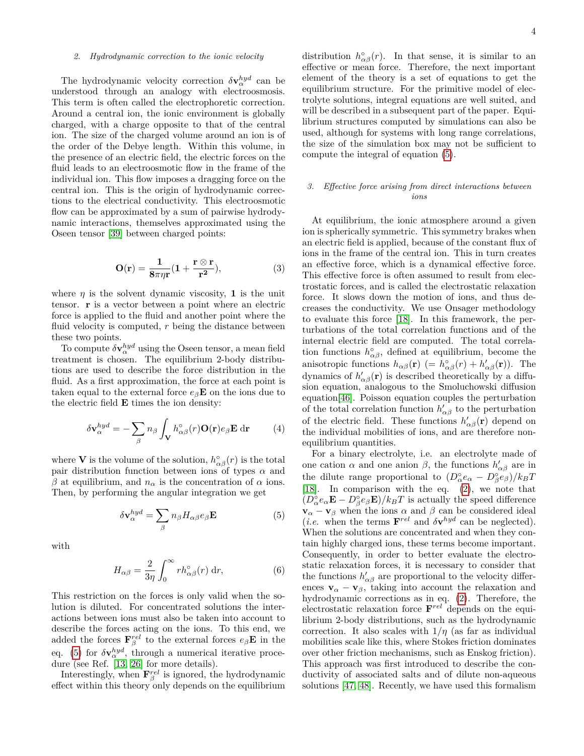### 2. Hydrodynamic correction to the ionic velocity

The hydrodynamic velocity correction $\delta\mathbf{v}_{\alpha}^{hyd}$ can be understood through an analogy with electroosmosis. This term is often called the electrophoretic correction. Around a central ion, the ionic environment is globally charged, with a charge opposite to that of the central ion. The size of the charged volume around an ion is of the order of the Debye length. Within this volume, in the presence of an electric field, the electric forces on the fluid leads to an electroosmotic flow in the frame of the individual ion. This flow imposes a dragging force on the central ion. This is the origin of hydrodynamic corrections to the electrical conductivity. This electroosmotic flow can be approximated by a sum of pairwise hydrodynamic interactions, themselves approximated using the Oseen tensor [39] between charged points:

$$\mathbf{O}(\mathbf{r}) = \frac{\mathbf{1}}{\mathbf{8\pi\eta r}}(\mathbf{1} + \frac{\mathbf{r}\otimes\mathbf{r}}{\mathbf{r^2}}), \tag{3}$$

where $\eta$ is the solvent dynamic viscosity, $\mathbf{1}$ is the unit tensor. $\mathbf{r}$ is a vector between a point where an electric force is applied to the fluid and another point where the fluid velocity is computed, $r$ being the distance between these two points.

To compute $\delta\mathbf{v}_{\alpha}^{hyd}$ using the Oseen tensor, a mean field treatment is chosen. The equilibrium 2-body distributions are used to describe the force distribution in the fluid. As a first approximation, the force at each point is taken equal to the external force $e_\beta\mathbf{E}$ on the ions due to the electric field $\mathbf{E}$ times the ion density:

$$\delta\mathbf{v}_{\alpha}^{hyd} = -\sum_{\beta} n_\beta \int_{\mathbf{V}} h^{\circ}_{\alpha\beta}(r)\mathbf{O}(\mathbf{r})e_\beta\mathbf{E}\,\mathrm{d}\mathbf{r} \tag{4}$$

where $\mathbf{V}$ is the volume of the solution, $h^{\circ}_{\alpha\beta}(r)$ is the total pair distribution function between ions of types $\alpha$ and $\beta$ at equilibrium, and $n_\alpha$ is the concentration of $\alpha$ ions. Then, by performing the angular integration we get

$$\delta\mathbf{v}_{\alpha}^{hyd} = \sum_{\beta} n_\beta H_{\alpha\beta} e_\beta \mathbf{E} \tag{5}$$

with

$$H_{\alpha\beta} = \frac{2}{3\eta}\int_0^\infty r h^{\circ}_{\alpha\beta}(r)\,\mathrm{d}r, \tag{6}$$

This restriction on the forces is only valid when the solution is diluted. For concentrated solutions the interactions between ions must also be taken into account to describe the forces acting on the ions. To this end, we added the forces $\mathbf{F}^{rel}_{\beta}$ to the external forces $e_\beta\mathbf{E}$ in the eq. (5) for $\delta\mathbf{v}_{\alpha}^{hyd}$, through a numerical iterative procedure (see Ref. [13, 26] for more details).

Interestingly, when $\mathbf{F}^{rel}_{\beta}$ is ignored, the hydrodynamic effect within this theory only depends on the equilibrium distribution $h^{\circ}_{\alpha\beta}(r)$. In that sense, it is similar to an effective or mean force. Therefore, the next important element of the theory is a set of equations to get the equilibrium structure. For the primitive model of electrolyte solutions, integral equations are well suited, and will be described in a subsequent part of the paper. Equilibrium structures computed by simulations can also be used, although for systems with long range correlations, the size of the simulation box may not be sufficient to compute the integral of equation (5).

### 3. Effective force arising from direct interactions between ions

At equilibrium, the ionic atmosphere around a given ion is spherically symmetric. This symmetry brakes when an electric field is applied, because of the constant flux of ions in the frame of the central ion. This in turn creates an effective force, which is a dynamical effective force. This effective force is often assumed to result from electrostatic forces, and is called the electrostatic relaxation force. It slows down the motion of ions, and thus decreases the conductivity. We use Onsager methodology to evaluate this force [18]. In this framework, the perturbations of the total correlation functions and of the internal electric field are computed. The total correlation functions $h^{\circ}_{\alpha\beta}$, defined at equilibrium, become the anisotropic functions $h_{\alpha\beta}(\mathbf{r})$ $(= h^{\circ}_{\alpha\beta}(r) + h'_{\alpha\beta}(\mathbf{r}))$. The dynamics of $h'_{\alpha\beta}(\mathbf{r})$ is described theoretically by a diffusion equation, analogous to the Smoluchowski diffusion equation[46]. Poisson equation couples the perturbation of the total correlation function $h'_{\alpha\beta}$ to the perturbation of the electric field. These functions $h'_{\alpha\beta}(\mathbf{r})$ depend on the individual mobilities of ions, and are therefore non-equilibrium quantities.

For a binary electrolyte, i.e. an electrolyte made of one cation $\alpha$ and one anion $\beta$, the functions $h'_{\alpha\beta}$ are in the dilute range proportional to $(D^{\circ}_{\alpha}e_\alpha - D^{\circ}_{\beta}e_\beta)/k_BT$ [18]. In comparison with the eq. (2), we note that $(D^{\circ}_{\alpha}e_\alpha\mathbf{E} - D^{\circ}_{\beta}e_\beta\mathbf{E})/k_BT$ is actually the speed difference $\mathbf{v}_\alpha - \mathbf{v}_\beta$ when the ions $\alpha$ and $\beta$ can be considered ideal (*i.e.* when the terms $\mathbf{F}^{rel}$ and $\delta\mathbf{v}^{hyd}$ can be neglected). When the solutions are concentrated and when they contain highly charged ions, these terms become important. Consequently, in order to better evaluate the electrostatic relaxation forces, it is necessary to consider that the functions $h'_{\alpha\beta}$ are proportional to the velocity differences $\mathbf{v}_\alpha - \mathbf{v}_\beta$, taking into account the relaxation and hydrodynamic corrections as in eq. (2). Therefore, the electrostatic relaxation force $\mathbf{F}^{rel}$ depends on the equilibrium 2-body distributions, such as the hydrodynamic correction. It also scales with $1/\eta$ (as far as individual mobilities scale like this, where Stokes friction dominates over other friction mechanisms, such as Enskog friction). This approach was first introduced to describe the conductivity of associated salts and of dilute non-aqueous solutions [47, 48]. Recently, we have used this formalism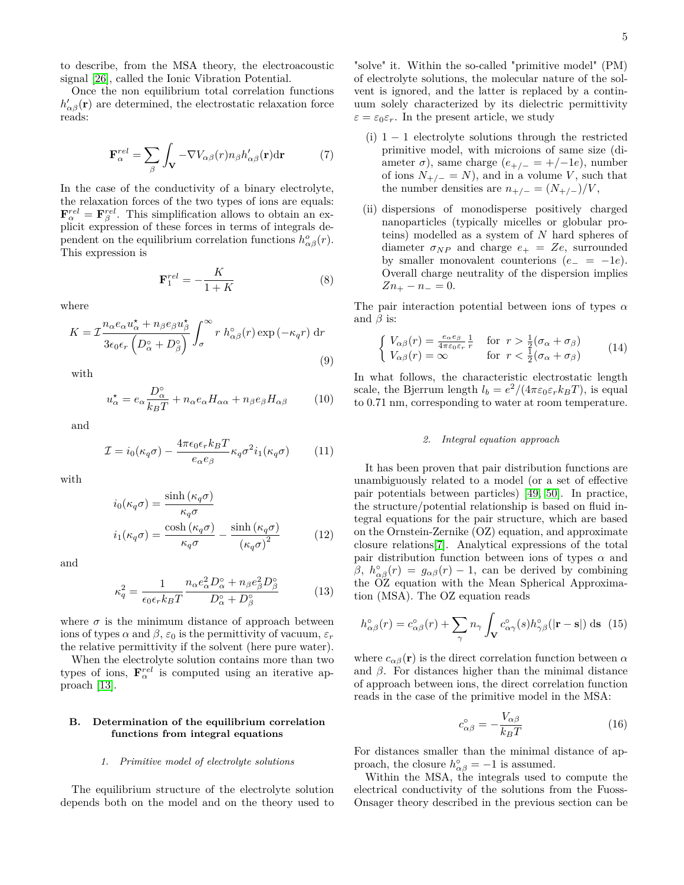to describe, from the MSA theory, the electroacoustic signal [26], called the Ionic Vibration Potential.

Once the non equilibrium total correlation functions $h'_{\alpha\beta}(\mathbf{r})$ are determined, the electrostatic relaxation force reads:

$$\mathbf{F}^{rel}_{\alpha} = \sum_{\beta} \int_{\mathbf{V}} -\nabla V_{\alpha\beta}(r) n_{\beta} h'_{\alpha\beta}(\mathbf{r}) \mathrm{d}\mathbf{r} \tag{7}$$

In the case of the conductivity of a binary electrolyte, the relaxation forces of the two types of ions are equals: $\mathbf{F}^{rel}_{\alpha} = \mathbf{F}^{rel}_{\beta}$. This simplification allows to obtain an explicit expression of these forces in terms of integrals dependent on the equilibrium correlation functions $h^{o}_{\alpha\beta}(r)$. This expression is

$$\mathbf{F}^{rel}_{1} = -\frac{K}{1+K} \tag{8}$$

where

$$K = \mathcal{I} \frac{n_{\alpha} e_{\alpha} u^{\star}_{\alpha} + n_{\beta} e_{\beta} u^{\star}_{\beta}}{3\epsilon_0 \epsilon_r \left( D^{\circ}_{\alpha} + D^{\circ}_{\beta} \right)} \int_{\sigma}^{\infty} r \; h^{\circ}_{\alpha\beta}(r) \exp\left(-\kappa_q r\right) \mathrm{d}r \tag{9}$$

with

$$u^{\star}_{\alpha} = e_{\alpha} \frac{D^{\circ}_{\alpha}}{k_B T} + n_{\alpha} e_{\alpha} H_{\alpha\alpha} + n_{\beta} e_{\beta} H_{\alpha\beta} \tag{10}$$

and

$$\mathcal{I} = i_0(\kappa_q \sigma) - \frac{4\pi\epsilon_0\epsilon_r k_B T}{e_{\alpha} e_{\beta}} \kappa_q \sigma^2 i_1(\kappa_q \sigma) \tag{11}$$

with

$$\begin{aligned} i_0(\kappa_q \sigma) &= \frac{\sinh\left(\kappa_q \sigma\right)}{\kappa_q \sigma} \\ i_1(\kappa_q \sigma) &= \frac{\cosh\left(\kappa_q \sigma\right)}{\kappa_q \sigma} - \frac{\sinh\left(\kappa_q \sigma\right)}{\left(\kappa_q \sigma\right)^2} \end{aligned} \tag{12}$$

and

$$\kappa_q^2 = \frac{1}{\epsilon_0 \epsilon_r k_B T} \frac{n_{\alpha} e^2_{\alpha} D^{\circ}_{\alpha} + n_{\beta} e^2_{\beta} D^{\circ}_{\beta}}{D^{\circ}_{\alpha} + D^{\circ}_{\beta}} \tag{13}$$

where $\sigma$ is the minimum distance of approach between ions of types $\alpha$ and $\beta$, $\varepsilon_0$ is the permittivity of vacuum, $\varepsilon_r$ the relative permittivity if the solvent (here pure water).

When the electrolyte solution contains more than two types of ions, $\mathbf{F}^{rel}_{\alpha}$ is computed using an iterative approach [13].

## B. Determination of the equilibrium correlation functions from integral equations

### 1. Primitive model of electrolyte solutions

The equilibrium structure of the electrolyte solution depends both on the model and on the theory used to "solve" it. Within the so-called "primitive model" (PM) of electrolyte solutions, the molecular nature of the solvent is ignored, and the latter is replaced by a continuum solely characterized by its dielectric permittivity $\varepsilon = \varepsilon_0 \varepsilon_r$. In the present article, we study

(i) $1-1$ electrolyte solutions through the restricted primitive model, with microions of same size (diameter $\sigma$), same charge ($e_{+/-} = +/-1e$), number of ions $N_{+/-} = N$), and in a volume $V$, such that the number densities are $n_{+/-} = (N_{+/-})/V$,

(ii) dispersions of monodisperse positively charged nanoparticles (typically micelles or globular proteins) modelled as a system of $N$ hard spheres of diameter $\sigma_{NP}$ and charge $e_+ = Ze$, surrounded by smaller monovalent counterions ($e_- = -1e$). Overall charge neutrality of the dispersion implies $Zn_+ - n_- = 0$.

The pair interaction potential between ions of types $\alpha$ and $\beta$ is:

$$\begin{cases} V_{\alpha\beta}(r) = \frac{e_{\alpha} e_{\beta}}{4\pi\varepsilon_0\varepsilon_r} \frac{1}{r} & \text{for } r > \frac{1}{2}(\sigma_{\alpha} + \sigma_{\beta}) \\ V_{\alpha\beta}(r) = \infty & \text{for } r < \frac{1}{2}(\sigma_{\alpha} + \sigma_{\beta}) \end{cases} \tag{14}$$

In what follows, the characteristic electrostatic length scale, the Bjerrum length $l_b = e^2/(4\pi\varepsilon_0\varepsilon_r k_B T)$, is equal to 0.71 nm, corresponding to water at room temperature.

### 2. Integral equation approach

It has been proven that pair distribution functions are unambiguously related to a model (or a set of effective pair potentials between particles) [49, 50]. In practice, the structure/potential relationship is based on fluid integral equations for the pair structure, which are based on the Ornstein-Zernike (OZ) equation, and approximate closure relations[7]. Analytical expressions of the total pair distribution function between ions of types $\alpha$ and $\beta$, $h^{\circ}_{\alpha\beta}(r) = g_{\alpha\beta}(r) - 1$, can be derived by combining the OZ equation with the Mean Spherical Approximation (MSA). The OZ equation reads

$$h^{\circ}_{\alpha\beta}(r) = c^{\circ}_{\alpha\beta}(r) + \sum_{\gamma} n_{\gamma} \int_{\mathbf{V}} c^{\circ}_{\alpha\gamma}(s) h^{\circ}_{\gamma\beta}(|\mathbf{r} - \mathbf{s}|) \, \mathrm{d}\mathbf{s} \tag{15}$$

where $c_{\alpha\beta}(\mathbf{r})$ is the direct correlation function between $\alpha$ and $\beta$. For distances higher than the minimal distance of approach between ions, the direct correlation function reads in the case of the primitive model in the MSA:

$$c^{\circ}_{\alpha\beta} = -\frac{V_{\alpha\beta}}{k_B T} \tag{16}$$

For distances smaller than the minimal distance of approach, the closure $h^{\circ}_{\alpha\beta} = -1$ is assumed.

Within the MSA, the integrals used to compute the electrical conductivity of the solutions from the Fuoss-Onsager theory described in the previous section can be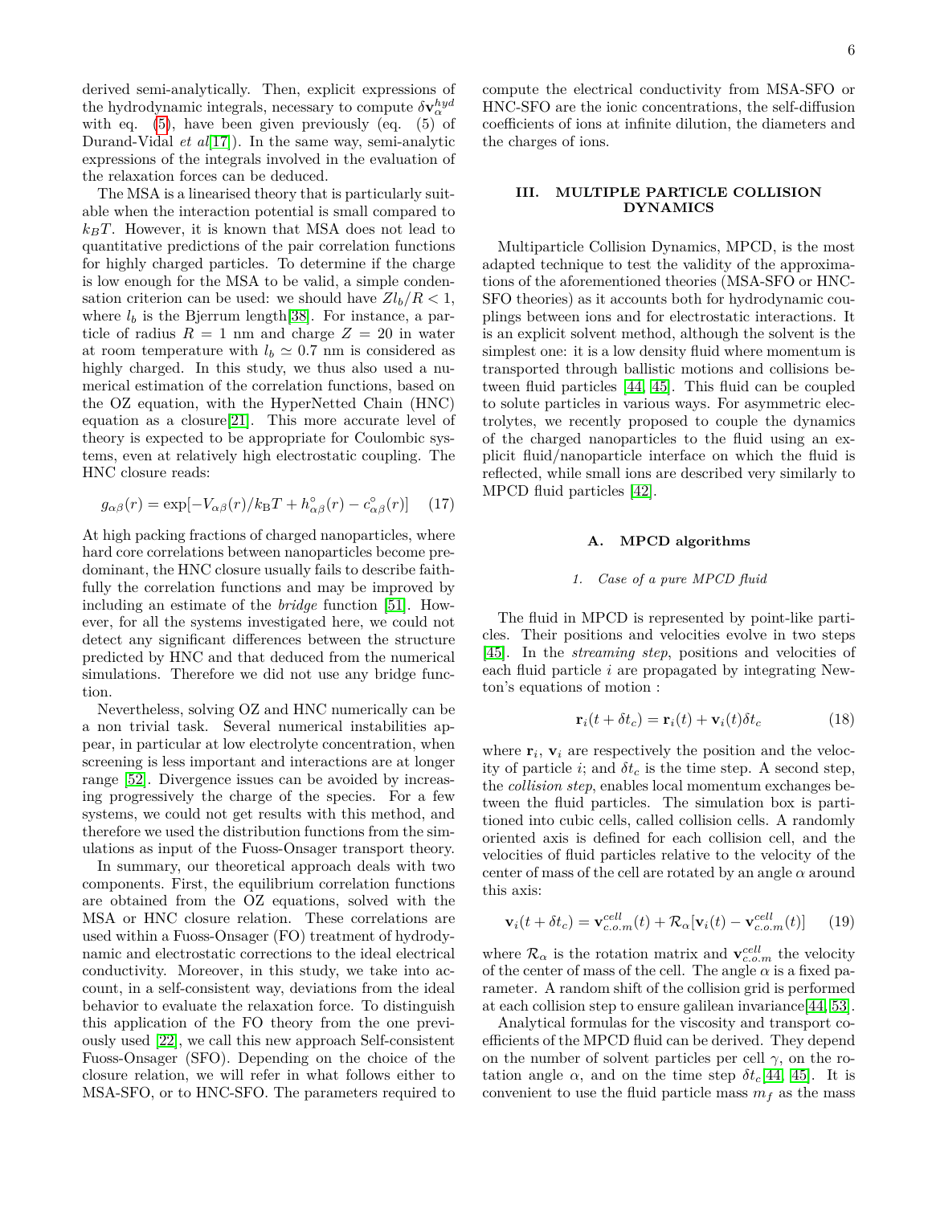derived semi-analytically. Then, explicit expressions of the hydrodynamic integrals, necessary to compute $\delta \mathbf{v}_\alpha^{hyd}$ with eq. (5), have been given previously (eq. (5) of Durand-Vidal *et al*[17]). In the same way, semi-analytic expressions of the integrals involved in the evaluation of the relaxation forces can be deduced.

The MSA is a linearised theory that is particularly suitable when the interaction potential is small compared to $k_BT$. However, it is known that MSA does not lead to quantitative predictions of the pair correlation functions for highly charged particles. To determine if the charge is low enough for the MSA to be valid, a simple condensation criterion can be used: we should have $Zl_b/R < 1$, where $l_b$ is the Bjerrum length[38]. For instance, a particle of radius $R = 1$ nm and charge $Z = 20$ in water at room temperature with $l_b \simeq 0.7$ nm is considered as highly charged. In this study, we thus also used a numerical estimation of the correlation functions, based on the OZ equation, with the HyperNetted Chain (HNC) equation as a closure[21]. This more accurate level of theory is expected to be appropriate for Coulombic systems, even at relatively high electrostatic coupling. The HNC closure reads:

$$g_{\alpha\beta}(r) = \exp[-V_{\alpha\beta}(r)/k_\mathrm{B}T + h^\circ_{\alpha\beta}(r) - c^\circ_{\alpha\beta}(r)] \quad (17)$$

At high packing fractions of charged nanoparticles, where hard core correlations between nanoparticles become predominant, the HNC closure usually fails to describe faithfully the correlation functions and may be improved by including an estimate of the *bridge* function [51]. However, for all the systems investigated here, we could not detect any significant differences between the structure predicted by HNC and that deduced from the numerical simulations. Therefore we did not use any bridge function.

Nevertheless, solving OZ and HNC numerically can be a non trivial task. Several numerical instabilities appear, in particular at low electrolyte concentration, when screening is less important and interactions are at longer range [52]. Divergence issues can be avoided by increasing progressively the charge of the species. For a few systems, we could not get results with this method, and therefore we used the distribution functions from the simulations as input of the Fuoss-Onsager transport theory.

In summary, our theoretical approach deals with two components. First, the equilibrium correlation functions are obtained from the OZ equations, solved with the MSA or HNC closure relation. These correlations are used within a Fuoss-Onsager (FO) treatment of hydrodynamic and electrostatic corrections to the ideal electrical conductivity. Moreover, in this study, we take into account, in a self-consistent way, deviations from the ideal behavior to evaluate the relaxation force. To distinguish this application of the FO theory from the one previously used [22], we call this new approach Self-consistent Fuoss-Onsager (SFO). Depending on the choice of the closure relation, we will refer in what follows either to MSA-SFO, or to HNC-SFO. The parameters required to compute the electrical conductivity from MSA-SFO or HNC-SFO are the ionic concentrations, the self-diffusion coefficients of ions at infinite dilution, the diameters and the charges of ions.

## III. MULTIPLE PARTICLE COLLISION DYNAMICS

Multiparticle Collision Dynamics, MPCD, is the most adapted technique to test the validity of the approximations of the aforementioned theories (MSA-SFO or HNC-SFO theories) as it accounts both for hydrodynamic couplings between ions and for electrostatic interactions. It is an explicit solvent method, although the solvent is the simplest one: it is a low density fluid where momentum is transported through ballistic motions and collisions between fluid particles [44, 45]. This fluid can be coupled to solute particles in various ways. For asymmetric electrolytes, we recently proposed to couple the dynamics of the charged nanoparticles to the fluid using an explicit fluid/nanoparticle interface on which the fluid is reflected, while small ions are described very similarly to MPCD fluid particles [42].

### A. MPCD algorithms

#### 1. Case of a pure MPCD fluid

The fluid in MPCD is represented by point-like particles. Their positions and velocities evolve in two steps [45]. In the *streaming step*, positions and velocities of each fluid particle $i$ are propagated by integrating Newton's equations of motion :

$$\mathbf{r}_i(t + \delta t_c) = \mathbf{r}_i(t) + \mathbf{v}_i(t)\delta t_c \quad (18)$$

where $\mathbf{r}_i$, $\mathbf{v}_i$ are respectively the position and the velocity of particle $i$; and $\delta t_c$ is the time step. A second step, the *collision step*, enables local momentum exchanges between the fluid particles. The simulation box is partitioned into cubic cells, called collision cells. A randomly oriented axis is defined for each collision cell, and the velocities of fluid particles relative to the velocity of the center of mass of the cell are rotated by an angle $\alpha$ around this axis:

$$\mathbf{v}_i(t + \delta t_c) = \mathbf{v}^{cell}_{c.o.m}(t) + \mathcal{R}_\alpha[\mathbf{v}_i(t) - \mathbf{v}^{cell}_{c.o.m}(t)] \quad (19)$$

where $\mathcal{R}_\alpha$ is the rotation matrix and $\mathbf{v}^{cell}_{c.o.m}$ the velocity of the center of mass of the cell. The angle $\alpha$ is a fixed parameter. A random shift of the collision grid is performed at each collision step to ensure galilean invariance[44, 53].

Analytical formulas for the viscosity and transport coefficients of the MPCD fluid can be derived. They depend on the number of solvent particles per cell $\gamma$, on the rotation angle $\alpha$, and on the time step $\delta t_c$[44, 45]. It is convenient to use the fluid particle mass $m_f$ as the mass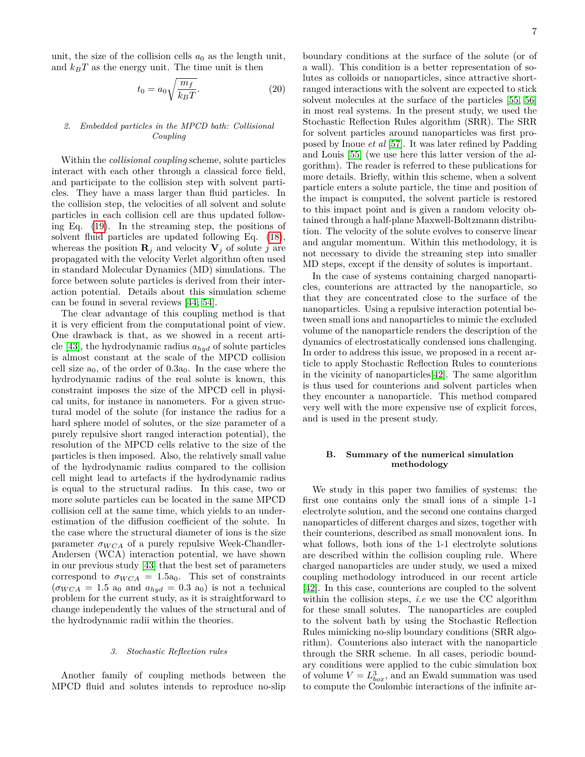unit, the size of the collision cells $a_0$ as the length unit, and $k_BT$ as the energy unit. The time unit is then

$$t_0 = a_0\sqrt{\frac{m_f}{k_BT}}. \tag{20}$$

#### 2. Embedded particles in the MPCD bath: Collisional Coupling

Within the *collisional coupling* scheme, solute particles interact with each other through a classical force field, and participate to the collision step with solvent particles. They have a mass larger than fluid particles. In the collision step, the velocities of all solvent and solute particles in each collision cell are thus updated following Eq. (19). In the streaming step, the positions of solvent fluid particles are updated following Eq. (18), whereas the position $\mathbf{R}_j$ and velocity $\mathbf{V}_j$ of solute $j$ are propagated with the velocity Verlet algorithm often used in standard Molecular Dynamics (MD) simulations. The force between solute particles is derived from their interaction potential. Details about this simulation scheme can be found in several reviews [44, 54].

The clear advantage of this coupling method is that it is very efficient from the computational point of view. One drawback is that, as we showed in a recent article [43], the hydrodynamic radius $a_{hyd}$ of solute particles is almost constant at the scale of the MPCD collision cell size $a_0$, of the order of $0.3a_0$. In the case where the hydrodynamic radius of the real solute is known, this constraint imposes the size of the MPCD cell in physical units, for instance in nanometers. For a given structural model of the solute (for instance the radius for a hard sphere model of solutes, or the size parameter of a purely repulsive short ranged interaction potential), the resolution of the MPCD cells relative to the size of the particles is then imposed. Also, the relatively small value of the hydrodynamic radius compared to the collision cell might lead to artefacts if the hydrodynamic radius is equal to the structural radius. In this case, two or more solute particles can be located in the same MPCD collision cell at the same time, which yields to an underestimation of the diffusion coefficient of the solute. In the case where the structural diameter of ions is the size parameter $\sigma_{WCA}$ of a purely repulsive Week-Chandler-Andersen (WCA) interaction potential, we have shown in our previous study [43] that the best set of parameters correspond to $\sigma_{WCA} = 1.5a_0$. This set of constraints ($\sigma_{WCA} = 1.5\ a_0$ and $a_{hyd} = 0.3\ a_0$) is not a technical problem for the current study, as it is straightforward to change independently the values of the structural and of the hydrodynamic radii within the theories.

#### 3. Stochastic Reflection rules

Another family of coupling methods between the MPCD fluid and solutes intends to reproduce no-slip boundary conditions at the surface of the solute (or of a wall). This condition is a better representation of solutes as colloids or nanoparticles, since attractive short-ranged interactions with the solvent are expected to stick solvent molecules at the surface of the particles [55, 56] in most real systems. In the present study, we used the Stochastic Reflection Rules algorithm (SRR). The SRR for solvent particles around nanoparticles was first proposed by Inoue *et al* [57]. It was later refined by Padding and Louis [55] (we use here this latter version of the algorithm). The reader is referred to these publications for more details. Briefly, within this scheme, when a solvent particle enters a solute particle, the time and position of the impact is computed, the solvent particle is restored to this impact point and is given a random velocity obtained through a half-plane Maxwell-Boltzmann distribution. The velocity of the solute evolves to conserve linear and angular momentum. Within this methodology, it is not necessary to divide the streaming step into smaller MD steps, except if the density of solutes is important.

In the case of systems containing charged nanoparticles, counterions are attracted by the nanoparticle, so that they are concentrated close to the surface of the nanoparticles. Using a repulsive interaction potential between small ions and nanoparticles to mimic the excluded volume of the nanoparticle renders the description of the dynamics of electrostatically condensed ions challenging. In order to address this issue, we proposed in a recent article to apply Stochastic Reflection Rules to counterions in the vicinity of nanoparticles[42]. The same algorithm is thus used for counterions and solvent particles when they encounter a nanoparticle. This method compared very well with the more expensive use of explicit forces, and is used in the present study.

### B. Summary of the numerical simulation methodology

We study in this paper two families of systems: the first one contains only the small ions of a simple 1-1 electrolyte solution, and the second one contains charged nanoparticles of different charges and sizes, together with their counterions, described as small monovalent ions. In what follows, both ions of the 1-1 electrolyte solutions are described within the collision coupling rule. Where charged nanoparticles are under study, we used a mixed coupling methodology introduced in our recent article [42]. In this case, counterions are coupled to the solvent within the collision steps, *i.e* we use the CC algorithm for these small solutes. The nanoparticles are coupled to the solvent bath by using the Stochastic Reflection Rules mimicking no-slip boundary conditions (SRR algorithm). Counterions also interact with the nanoparticle through the SRR scheme. In all cases, periodic boundary conditions were applied to the cubic simulation box of volume $V = L_{box}^3$, and an Ewald summation was used to compute the Coulombic interactions of the infinite ar-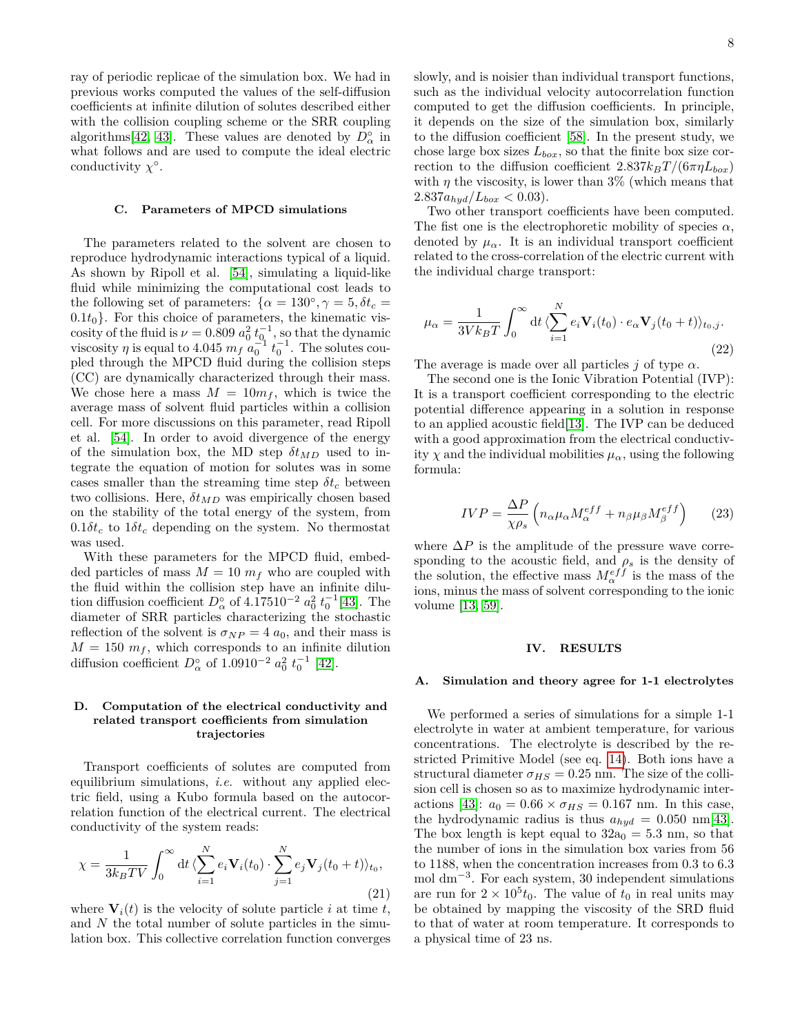ray of periodic replicae of the simulation box. We had in previous works computed the values of the self-diffusion coefficients at infinite dilution of solutes described either with the collision coupling scheme or the SRR coupling algorithms[42, 43]. These values are denoted by $D^\circ_\alpha$ in what follows and are used to compute the ideal electric conductivity $\chi^\circ$.

### C. Parameters of MPCD simulations

The parameters related to the solvent are chosen to reproduce hydrodynamic interactions typical of a liquid. As shown by Ripoll et al. [54], simulating a liquid-like fluid while minimizing the computational cost leads to the following set of parameters: $\{\alpha = 130°, \gamma = 5, \delta t_c = 0.1 t_0\}$. For this choice of parameters, the kinematic viscosity of the fluid is $\nu = 0.809\ a_0^2\ t_0^{-1}$, so that the dynamic viscosity $\eta$ is equal to $4.045\ m_f\ a_0^{-1}\ t_0^{-1}$. The solutes coupled through the MPCD fluid during the collision steps (CC) are dynamically characterized through their mass. We chose here a mass $M = 10 m_f$, which is twice the average mass of solvent fluid particles within a collision cell. For more discussions on this parameter, read Ripoll et al. [54]. In order to avoid divergence of the energy of the simulation box, the MD step $\delta t_{MD}$ used to integrate the equation of motion for solutes was in some cases smaller than the streaming time step $\delta t_c$ between two collisions. Here, $\delta t_{MD}$ was empirically chosen based on the stability of the total energy of the system, from $0.1 \delta t_c$ to $1 \delta t_c$ depending on the system. No thermostat was used.

With these parameters for the MPCD fluid, embedded particles of mass $M = 10\ m_f$ who are coupled with the fluid within the collision step have an infinite dilution diffusion coefficient $D^\circ_\alpha$ of $4.175 10^{-2}\ a_0^2\ t_0^{-1}$[43]. The diameter of SRR particles characterizing the stochastic reflection of the solvent is $\sigma_{NP} = 4\ a_0$, and their mass is $M = 150\ m_f$, which corresponds to an infinite dilution diffusion coefficient $D^\circ_\alpha$ of $1.09 10^{-2}\ a_0^2\ t_0^{-1}$ [42].

### D. Computation of the electrical conductivity and related transport coefficients from simulation trajectories

Transport coefficients of solutes are computed from equilibrium simulations, *i.e.* without any applied electric field, using a Kubo formula based on the autocorrelation function of the electrical current. The electrical conductivity of the system reads:

$$\chi = \frac{1}{3 k_B T V} \int_0^\infty \mathrm{d}t \, \langle \sum_{i=1}^N e_i \mathbf{V}_i(t_0) \cdot \sum_{j=1}^N e_j \mathbf{V}_j(t_0 + t) \rangle_{t_0}, \tag{21}$$

where $\mathbf{V}_i(t)$ is the velocity of solute particle $i$ at time $t$, and $N$ the total number of solute particles in the simulation box. This collective correlation function converges slowly, and is noisier than individual transport functions, such as the individual velocity autocorrelation function computed to get the diffusion coefficients. In principle, it depends on the size of the simulation box, similarly to the diffusion coefficient [58]. In the present study, we chose large box sizes $L_{box}$, so that the finite box size correction to the diffusion coefficient $2.837 k_B T/(6\pi\eta L_{box})$ with $\eta$ the viscosity, is lower than 3% (which means that $2.837 a_{hyd}/L_{box} < 0.03$).

Two other transport coefficients have been computed. The fist one is the electrophoretic mobility of species $\alpha$, denoted by $\mu_\alpha$. It is an individual transport coefficient related to the cross-correlation of the electric current with the individual charge transport:

$$\mu_\alpha = \frac{1}{3 V k_B T} \int_0^\infty \mathrm{d}t \, \langle \sum_{i=1}^N e_i \mathbf{V}_i(t_0) \cdot e_\alpha \mathbf{V}_j(t_0 + t) \rangle_{t_0, j}. \tag{22}$$

The average is made over all particles $j$ of type $\alpha$.

The second one is the Ionic Vibration Potential (IVP): It is a transport coefficient corresponding to the electric potential difference appearing in a solution in response to an applied acoustic field[13]. The IVP can be deduced with a good approximation from the electrical conductivity $\chi$ and the individual mobilities $\mu_\alpha$, using the following formula:

$$IVP = \frac{\Delta P}{\chi \rho_s} \left( n_\alpha \mu_\alpha M_\alpha^{eff} + n_\beta \mu_\beta M_\beta^{eff} \right) \tag{23}$$

where $\Delta P$ is the amplitude of the pressure wave corresponding to the acoustic field, and $\rho_s$ is the density of the solution, the effective mass $M_\alpha^{eff}$ is the mass of the ions, minus the mass of solvent corresponding to the ionic volume [13, 59].

## IV. RESULTS

### A. Simulation and theory agree for 1-1 electrolytes

We performed a series of simulations for a simple 1-1 electrolyte in water at ambient temperature, for various concentrations. The electrolyte is described by the restricted Primitive Model (see eq. 14). Both ions have a structural diameter $\sigma_{HS} = 0.25$ nm. The size of the collision cell is chosen so as to maximize hydrodynamic interactions [43]: $a_0 = 0.66 \times \sigma_{HS} = 0.167$ nm. In this case, the hydrodynamic radius is thus $a_{hyd} = 0.050$ nm[43]. The box length is kept equal to $32 \mathrm{a}_0 = 5.3$ nm, so that the number of ions in the simulation box varies from 56 to 1188, when the concentration increases from 0.3 to 6.3 mol dm$^{-3}$. For each system, 30 independent simulations are run for $2 \times 10^5 t_0$. The value of $t_0$ in real units may be obtained by mapping the viscosity of the SRD fluid to that of water at room temperature. It corresponds to a physical time of 23 ns.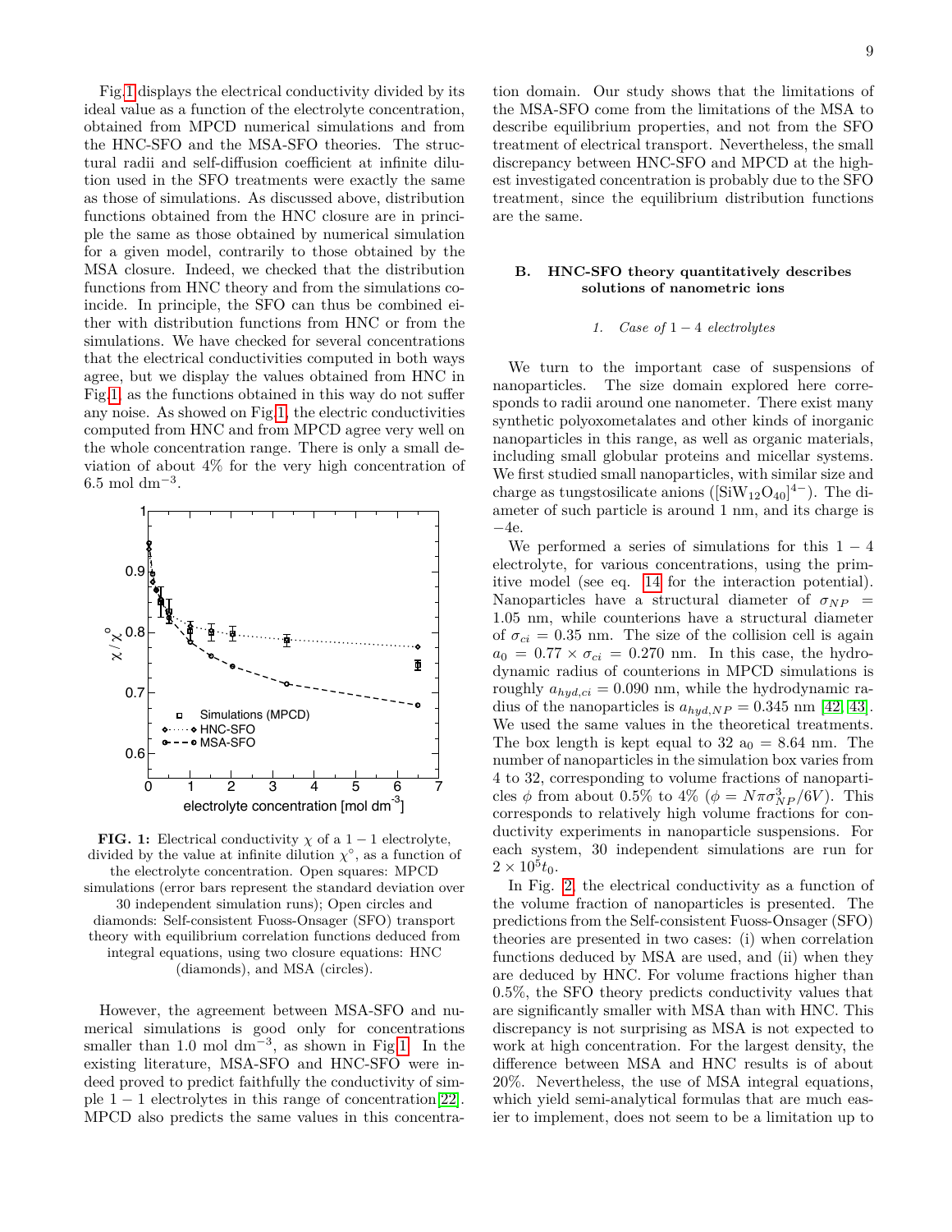Fig. 1 displays the electrical conductivity divided by its ideal value as a function of the electrolyte concentration, obtained from MPCD numerical simulations and from the HNC-SFO and the MSA-SFO theories. The structural radii and self-diffusion coefficient at infinite dilution used in the SFO treatments were exactly the same as those of simulations. As discussed above, distribution functions obtained from the HNC closure are in principle the same as those obtained by numerical simulation for a given model, contrarily to those obtained by the MSA closure. Indeed, we checked that the distribution functions from HNC theory and from the simulations coincide. In principle, the SFO can thus be combined either with distribution functions from HNC or from the simulations. We have checked for several concentrations that the electrical conductivities computed in both ways agree, but we display the values obtained from HNC in Fig. 1, as the functions obtained in this way do not suffer any noise. As showed on Fig. 1, the electric conductivities computed from HNC and from MPCD agree very well on the whole concentration range. There is only a small deviation of about 4% for the very high concentration of 6.5 mol dm$^{-3}$.

**FIG. 1:** Electrical conductivity $\chi$ of a $1-1$ electrolyte, divided by the value at infinite dilution $\chi^{\circ}$, as a function of the electrolyte concentration. Open squares: MPCD simulations (error bars represent the standard deviation over 30 independent simulation runs); Open circles and diamonds: Self-consistent Fuoss-Onsager (SFO) transport theory with equilibrium correlation functions deduced from integral equations, using two closure equations: HNC (diamonds), and MSA (circles).

However, the agreement between MSA-SFO and numerical simulations is good only for concentrations smaller than 1.0 mol dm$^{-3}$, as shown in Fig 1. In the existing literature, MSA-SFO and HNC-SFO were indeed proved to predict faithfully the conductivity of simple $1-1$ electrolytes in this range of concentration [22]. MPCD also predicts the same values in this concentration domain. Our study shows that the limitations of the MSA-SFO come from the limitations of the MSA to describe equilibrium properties, and not from the SFO treatment of electrical transport. Nevertheless, the small discrepancy between HNC-SFO and MPCD at the highest investigated concentration is probably due to the SFO treatment, since the equilibrium distribution functions are the same.

## B. HNC-SFO theory quantitatively describes solutions of nanometric ions

### 1. Case of $1-4$ electrolytes

We turn to the important case of suspensions of nanoparticles. The size domain explored here corresponds to radii around one nanometer. There exist many synthetic polyoxometalates and other kinds of inorganic nanoparticles in this range, as well as organic materials, including small globular proteins and micellar systems. We first studied small nanoparticles, with similar size and charge as tungstosilicate anions ($[SiW_{12}O_{40}]^{4-}$). The diameter of such particle is around 1 nm, and its charge is $-4$e.

We performed a series of simulations for this $1-4$ electrolyte, for various concentrations, using the primitive model (see eq. 14 for the interaction potential). Nanoparticles have a structural diameter of $\sigma_{NP} = 1.05$ nm, while counterions have a structural diameter of $\sigma_{ci} = 0.35$ nm. The size of the collision cell is again $a_0 = 0.77 \times \sigma_{ci} = 0.270$ nm. In this case, the hydrodynamic radius of counterions in MPCD simulations is roughly $a_{hyd,ci} = 0.090$ nm, while the hydrodynamic radius of the nanoparticles is $a_{hyd,NP} = 0.345$ nm [42, 43]. We used the same values in the theoretical treatments. The box length is kept equal to 32 $a_0 = 8.64$ nm. The number of nanoparticles in the simulation box varies from 4 to 32, corresponding to volume fractions of nanoparticles $\phi$ from about 0.5% to 4% ($\phi = N\pi\sigma_{NP}^3/6V$). This corresponds to relatively high volume fractions for conductivity experiments in nanoparticle suspensions. For each system, 30 independent simulations are run for $2 \times 10^5 t_0$.

In Fig. 2, the electrical conductivity as a function of the volume fraction of nanoparticles is presented. The predictions from the Self-consistent Fuoss-Onsager (SFO) theories are presented in two cases: (i) when correlation functions deduced by MSA are used, and (ii) when they are deduced by HNC. For volume fractions higher than 0.5%, the SFO theory predicts conductivity values that are significantly smaller with MSA than with HNC. This discrepancy is not surprising as MSA is not expected to work at high concentration. For the largest density, the difference between MSA and HNC results is of about 20%. Nevertheless, the use of MSA integral equations, which yield semi-analytical formulas that are much easier to implement, does not seem to be a limitation up to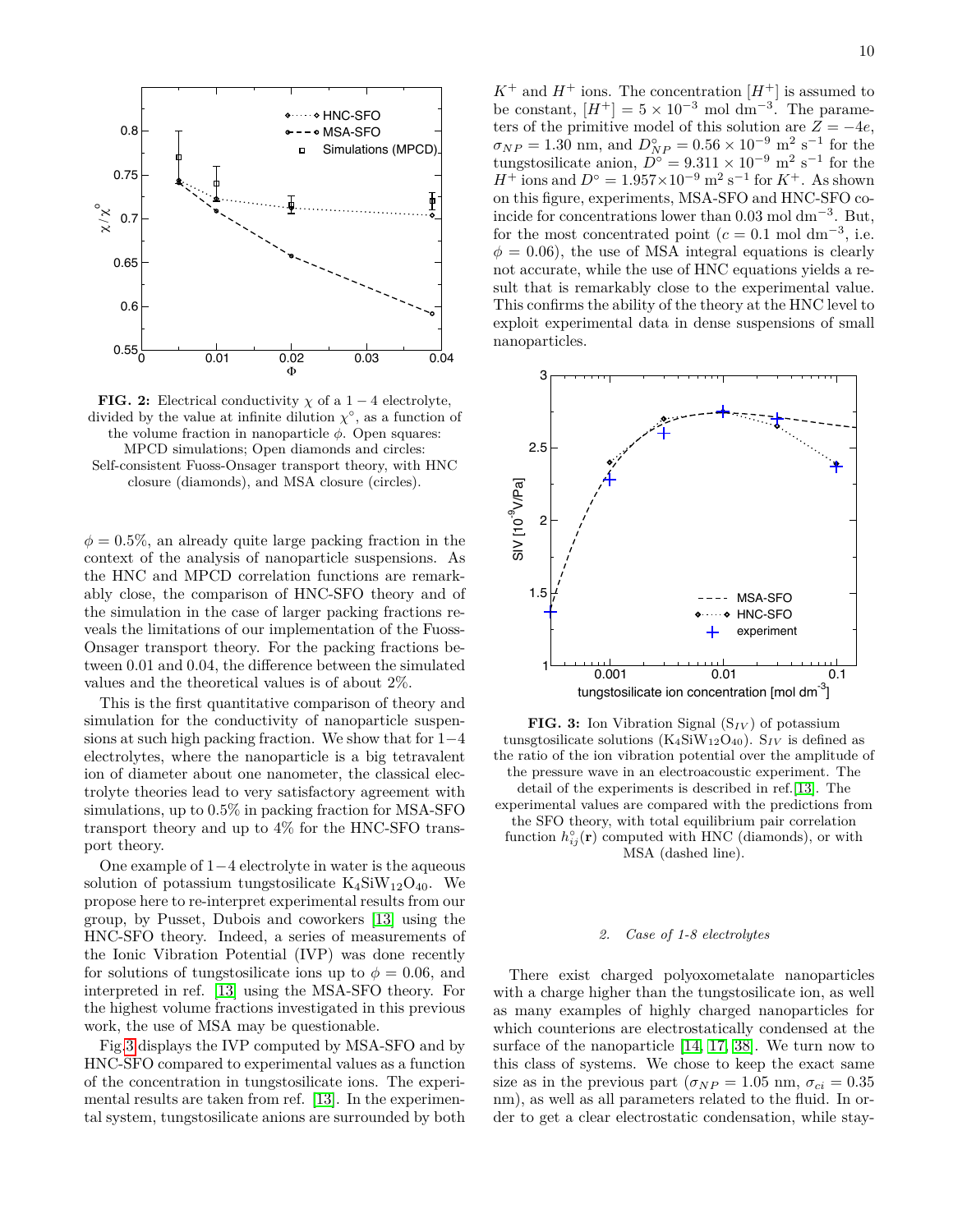**FIG. 2:** Electrical conductivity $\chi$ of a $1-4$ electrolyte, divided by the value at infinite dilution $\chi^\circ$, as a function of the volume fraction in nanoparticle $\phi$. Open squares: MPCD simulations; Open diamonds and circles: Self-consistent Fuoss-Onsager transport theory, with HNC closure (diamonds), and MSA closure (circles).

$\phi = 0.5\%$, an already quite large packing fraction in the context of the analysis of nanoparticle suspensions. As the HNC and MPCD correlation functions are remarkably close, the comparison of HNC-SFO theory and of the simulation in the case of larger packing fractions reveals the limitations of our implementation of the Fuoss-Onsager transport theory. For the packing fractions between 0.01 and 0.04, the difference between the simulated values and the theoretical values is of about 2%.

This is the first quantitative comparison of theory and simulation for the conductivity of nanoparticle suspensions at such high packing fraction. We show that for $1-4$ electrolytes, where the nanoparticle is a big tetravalent ion of diameter about one nanometer, the classical electrolyte theories lead to very satisfactory agreement with simulations, up to 0.5% in packing fraction for MSA-SFO transport theory and up to 4% for the HNC-SFO transport theory.

One example of $1-4$ electrolyte in water is the aqueous solution of potassium tungstosilicate $K_4SiW_{12}O_{40}$. We propose here to re-interpret experimental results from our group, by Pusset, Dubois and coworkers [13] using the HNC-SFO theory. Indeed, a series of measurements of the Ionic Vibration Potential (IVP) was done recently for solutions of tungstosilicate ions up to $\phi = 0.06$, and interpreted in ref. [13] using the MSA-SFO theory. For the highest volume fractions investigated in this previous work, the use of MSA may be questionable.

Fig.3 displays the IVP computed by MSA-SFO and by HNC-SFO compared to experimental values as a function of the concentration in tungstosilicate ions. The experimental results are taken from ref. [13]. In the experimental system, tungstosilicate anions are surrounded by both $K^+$ and $H^+$ ions. The concentration $[H^+]$ is assumed to be constant, $[H^+] = 5 \times 10^{-3}$ mol dm$^{-3}$. The parameters of the primitive model of this solution are $Z = -4e$, $\sigma_{NP} = 1.30$ nm, and $D^\circ_{NP} = 0.56 \times 10^{-9}$ m$^2$ s$^{-1}$ for the tungstosilicate anion, $D^\circ = 9.311 \times 10^{-9}$ m$^2$ s$^{-1}$ for the $H^+$ ions and $D^\circ = 1.957 \times 10^{-9}$ m$^2$ s$^{-1}$ for $K^+$. As shown on this figure, experiments, MSA-SFO and HNC-SFO coincide for concentrations lower than 0.03 mol dm$^{-3}$. But, for the most concentrated point ($c = 0.1$ mol dm$^{-3}$, i.e. $\phi = 0.06$), the use of MSA integral equations is clearly not accurate, while the use of HNC equations yields a result that is remarkably close to the experimental value. This confirms the ability of the theory at the HNC level to exploit experimental data in dense suspensions of small nanoparticles.

**FIG. 3:** Ion Vibration Signal ($S_{IV}$) of potassium tunsgtosilicate solutions ($K_4SiW_{12}O_{40}$). $S_{IV}$ is defined as the ratio of the ion vibration potential over the amplitude of the pressure wave in an electroacoustic experiment. The detail of the experiments is described in ref.[13]. The experimental values are compared with the predictions from the SFO theory, with total equilibrium pair correlation function $h^\circ_{ij}(\mathbf{r})$ computed with HNC (diamonds), or with MSA (dashed line).

### *2. Case of 1-8 electrolytes*

There exist charged polyoxometalate nanoparticles with a charge higher than the tungstosilicate ion, as well as many examples of highly charged nanoparticles for which counterions are electrostatically condensed at the surface of the nanoparticle [14, 17, 38]. We turn now to this class of systems. We chose to keep the exact same size as in the previous part ($\sigma_{NP} = 1.05$ nm, $\sigma_{ci} = 0.35$ nm), as well as all parameters related to the fluid. In order to get a clear electrostatic condensation, while stay-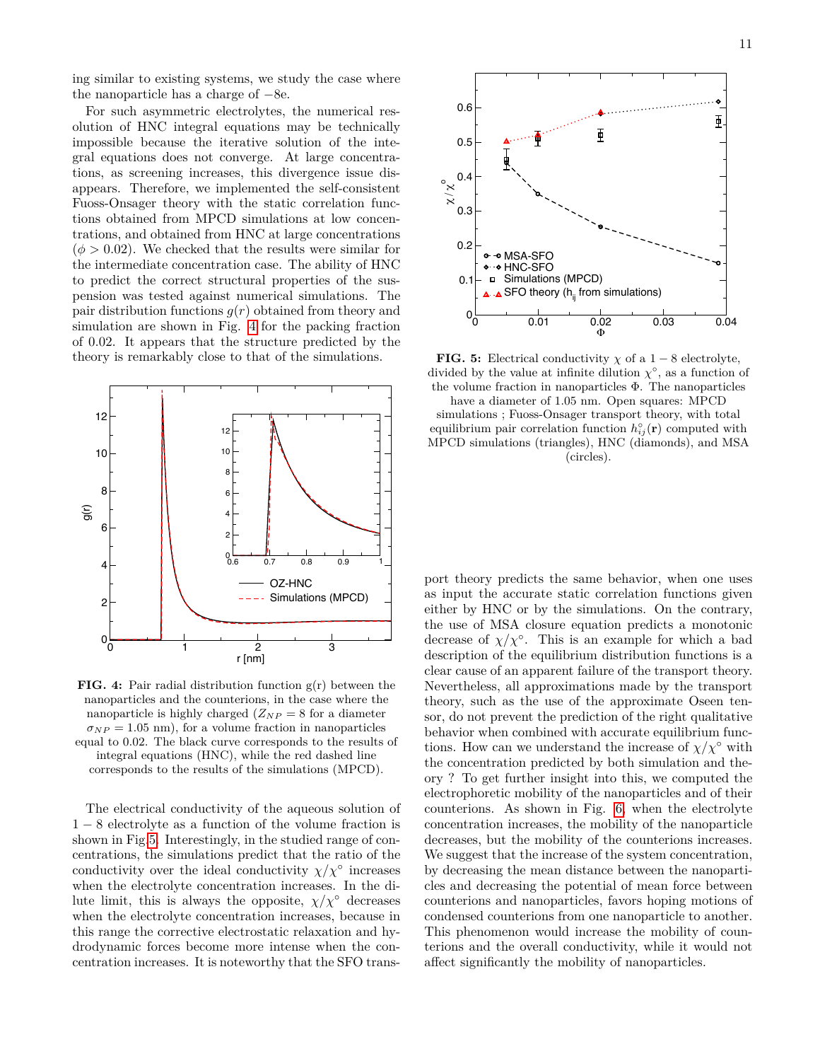ing similar to existing systems, we study the case where the nanoparticle has a charge of −8e.

For such asymmetric electrolytes, the numerical resolution of HNC integral equations may be technically impossible because the iterative solution of the integral equations does not converge. At large concentrations, as screening increases, this divergence issue disappears. Therefore, we implemented the self-consistent Fuoss-Onsager theory with the static correlation functions obtained from MPCD simulations at low concentrations, and obtained from HNC at large concentrations ($\phi > 0.02$). We checked that the results were similar for the intermediate concentration case. The ability of HNC to predict the correct structural properties of the suspension was tested against numerical simulations. The pair distribution functions $g(r)$ obtained from theory and simulation are shown in Fig. 4 for the packing fraction of 0.02. It appears that the structure predicted by the theory is remarkably close to that of the simulations.

**FIG. 4:** Pair radial distribution function g(r) between the nanoparticles and the counterions, in the case where the nanoparticle is highly charged ($Z_{NP} = 8$ for a diameter $\sigma_{NP} = 1.05$ nm), for a volume fraction in nanoparticles equal to 0.02. The black curve corresponds to the results of integral equations (HNC), while the red dashed line corresponds to the results of the simulations (MPCD).

The electrical conductivity of the aqueous solution of $1-8$ electrolyte as a function of the volume fraction is shown in Fig 5. Interestingly, in the studied range of concentrations, the simulations predict that the ratio of the conductivity over the ideal conductivity $\chi/\chi^\circ$ increases when the electrolyte concentration increases. In the dilute limit, this is always the opposite, $\chi/\chi^\circ$ decreases when the electrolyte concentration increases, because in this range the corrective electrostatic relaxation and hydrodynamic forces become more intense when the concentration increases. It is noteworthy that the SFO transport theory predicts the same behavior, when one uses as input the accurate static correlation functions given either by HNC or by the simulations. On the contrary, the use of MSA closure equation predicts a monotonic decrease of $\chi/\chi^\circ$. This is an example for which a bad description of the equilibrium distribution functions is a clear cause of an apparent failure of the transport theory. Nevertheless, all approximations made by the transport theory, such as the use of the approximate Oseen tensor, do not prevent the prediction of the right qualitative behavior when combined with accurate equilibrium functions. How can we understand the increase of $\chi/\chi^\circ$ with the concentration predicted by both simulation and theory ? To get further insight into this, we computed the electrophoretic mobility of the nanoparticles and of their counterions. As shown in Fig. 6, when the electrolyte concentration increases, the mobility of the nanoparticle decreases, but the mobility of the counterions increases. We suggest that the increase of the system concentration, by decreasing the mean distance between the nanoparticles and decreasing the potential of mean force between counterions and nanoparticles, favors hoping motions of condensed counterions from one nanoparticle to another. This phenomenon would increase the mobility of counterions and the overall conductivity, while it would not affect significantly the mobility of nanoparticles.

**FIG. 5:** Electrical conductivity $\chi$ of a $1-8$ electrolyte, divided by the value at infinite dilution $\chi^\circ$, as a function of the volume fraction in nanoparticles $\Phi$. The nanoparticles have a diameter of 1.05 nm. Open squares: MPCD simulations ; Fuoss-Onsager transport theory, with total equilibrium pair correlation function $h^\circ_{ij}(\mathbf{r})$ computed with MPCD simulations (triangles), HNC (diamonds), and MSA (circles).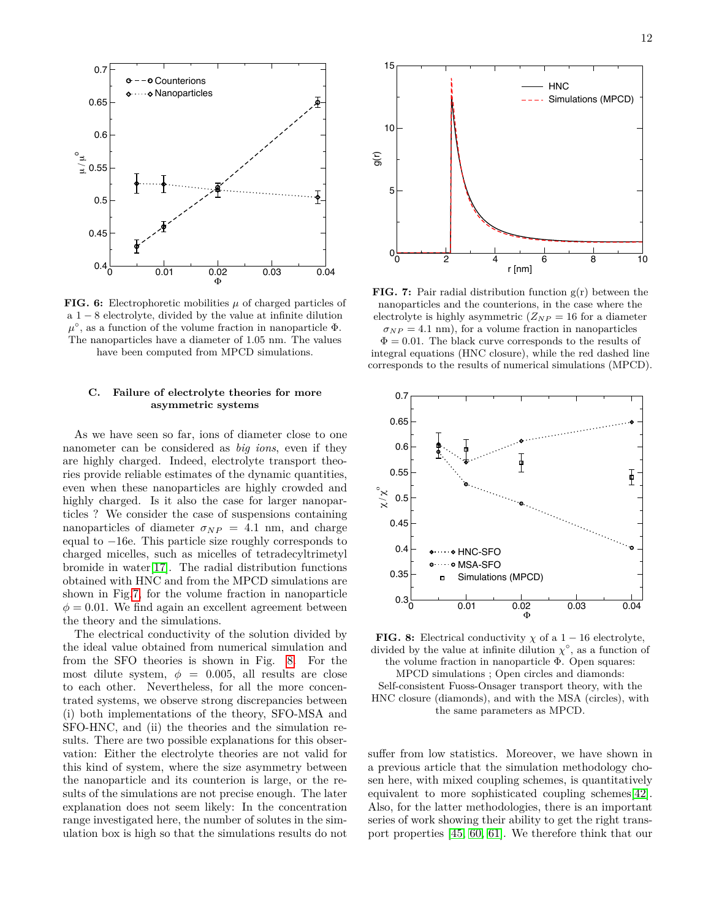**FIG. 6:** Electrophoretic mobilities $\mu$ of charged particles of a $1-8$ electrolyte, divided by the value at infinite dilution $\mu^{\circ}$, as a function of the volume fraction in nanoparticle $\Phi$. The nanoparticles have a diameter of 1.05 nm. The values have been computed from MPCD simulations.

**FIG. 7:** Pair radial distribution function g(r) between the nanoparticles and the counterions, in the case where the electrolyte is highly asymmetric ($Z_{NP} = 16$ for a diameter $\sigma_{NP} = 4.1$ nm), for a volume fraction in nanoparticles $\Phi = 0.01$. The black curve corresponds to the results of integral equations (HNC closure), while the red dashed line corresponds to the results of numerical simulations (MPCD).

### C. Failure of electrolyte theories for more asymmetric systems

As we have seen so far, ions of diameter close to one nanometer can be considered as *big ions*, even if they are highly charged. Indeed, electrolyte transport theories provide reliable estimates of the dynamic quantities, even when these nanoparticles are highly crowded and highly charged. Is it also the case for larger nanoparticles ? We consider the case of suspensions containing nanoparticles of diameter $\sigma_{NP} = 4.1$ nm, and charge equal to $-16e$. This particle size roughly corresponds to charged micelles, such as micelles of tetradecyltrimetyl bromide in water[17]. The radial distribution functions obtained with HNC and from the MPCD simulations are shown in Fig.7, for the volume fraction in nanoparticle $\phi = 0.01$. We find again an excellent agreement between the theory and the simulations.

The electrical conductivity of the solution divided by the ideal value obtained from numerical simulation and from the SFO theories is shown in Fig. 8. For the most dilute system, $\phi = 0.005$, all results are close to each other. Nevertheless, for all the more concentrated systems, we observe strong discrepancies between (i) both implementations of the theory, SFO-MSA and SFO-HNC, and (ii) the theories and the simulation results. There are two possible explanations for this observation: Either the electrolyte theories are not valid for this kind of system, where the size asymmetry between the nanoparticle and its counterion is large, or the results of the simulations are not precise enough. The later explanation does not seem likely: In the concentration range investigated here, the number of solutes in the simulation box is high so that the simulations results do not suffer from low statistics. Moreover, we have shown in a previous article that the simulation methodology chosen here, with mixed coupling schemes, is quantitatively equivalent to more sophisticated coupling schemes[42]. Also, for the latter methodologies, there is an important series of work showing their ability to get the right transport properties [45, 60, 61]. We therefore think that our

**FIG. 8:** Electrical conductivity $\chi$ of a $1-16$ electrolyte, divided by the value at infinite dilution $\chi^{\circ}$, as a function of the volume fraction in nanoparticle $\Phi$. Open squares: MPCD simulations ; Open circles and diamonds: Self-consistent Fuoss-Onsager transport theory, with the HNC closure (diamonds), and with the MSA (circles), with the same parameters as MPCD.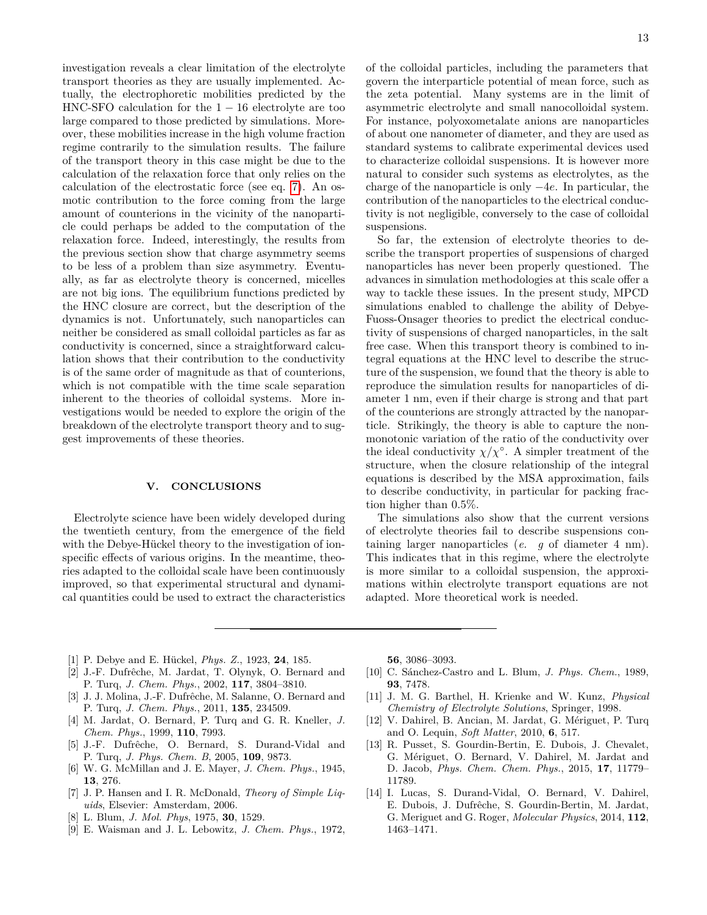investigation reveals a clear limitation of the electrolyte transport theories as they are usually implemented. Actually, the electrophoretic mobilities predicted by the HNC-SFO calculation for the $1-16$ electrolyte are too large compared to those predicted by simulations. Moreover, these mobilities increase in the high volume fraction regime contrarily to the simulation results. The failure of the transport theory in this case might be due to the calculation of the relaxation force that only relies on the calculation of the electrostatic force (see eq. 7). An osmotic contribution to the force coming from the large amount of counterions in the vicinity of the nanoparticle could perhaps be added to the computation of the relaxation force. Indeed, interestingly, the results from the previous section show that charge asymmetry seems to be less of a problem than size asymmetry. Eventually, as far as electrolyte theory is concerned, micelles are not big ions. The equilibrium functions predicted by the HNC closure are correct, but the description of the dynamics is not. Unfortunately, such nanoparticles can neither be considered as small colloidal particles as far as conductivity is concerned, since a straightforward calculation shows that their contribution to the conductivity is of the same order of magnitude as that of counterions, which is not compatible with the time scale separation inherent to the theories of colloidal systems. More investigations would be needed to explore the origin of the breakdown of the electrolyte transport theory and to suggest improvements of these theories.

## V. CONCLUSIONS

Electrolyte science have been widely developed during the twentieth century, from the emergence of the field with the Debye-Hückel theory to the investigation of ion-specific effects of various origins. In the meantime, theories adapted to the colloidal scale have been continuously improved, so that experimental structural and dynamical quantities could be used to extract the characteristics of the colloidal particles, including the parameters that govern the interparticle potential of mean force, such as the zeta potential. Many systems are in the limit of asymmetric electrolyte and small nanocolloidal system. For instance, polyoxometalate anions are nanoparticles of about one nanometer of diameter, and they are used as standard systems to calibrate experimental devices used to characterize colloidal suspensions. It is however more natural to consider such systems as electrolytes, as the charge of the nanoparticle is only $-4e$. In particular, the contribution of the nanoparticles to the electrical conductivity is not negligible, conversely to the case of colloidal suspensions.

So far, the extension of electrolyte theories to describe the transport properties of suspensions of charged nanoparticles has never been properly questioned. The advances in simulation methodologies at this scale offer a way to tackle these issues. In the present study, MPCD simulations enabled to challenge the ability of Debye-Fuoss-Onsager theories to predict the electrical conductivity of suspensions of charged nanoparticles, in the salt free case. When this transport theory is combined to integral equations at the HNC level to describe the structure of the suspension, we found that the theory is able to reproduce the simulation results for nanoparticles of diameter 1 nm, even if their charge is strong and that part of the counterions are strongly attracted by the nanoparticle. Strikingly, the theory is able to capture the non-monotonic variation of the ratio of the conductivity over the ideal conductivity $\chi/\chi^{\circ}$. A simpler treatment of the structure, when the closure relationship of the integral equations is described by the MSA approximation, fails to describe conductivity, in particular for packing fraction higher than 0.5%.

The simulations also show that the current versions of electrolyte theories fail to describe suspensions containing larger nanoparticles (*e. g* of diameter 4 nm). This indicates that in this regime, where the electrolyte is more similar to a colloidal suspension, the approximations within electrolyte transport equations are not adapted. More theoretical work is needed.

---

[1] P. Debye and E. Hückel, *Phys. Z.*, 1923, **24**, 185.
[2] J.-F. Dufrêche, M. Jardat, T. Olynyk, O. Bernard and P. Turq, *J. Chem. Phys.*, 2002, **117**, 3804–3810.
[3] J. J. Molina, J.-F. Dufrêche, M. Salanne, O. Bernard and P. Turq, *J. Chem. Phys.*, 2011, **135**, 234509.
[4] M. Jardat, O. Bernard, P. Turq and G. R. Kneller, *J. Chem. Phys.*, 1999, **110**, 7993.
[5] J.-F. Dufrêche, O. Bernard, S. Durand-Vidal and P. Turq, *J. Phys. Chem. B*, 2005, **109**, 9873.
[6] W. G. McMillan and J. E. Mayer, *J. Chem. Phys.*, 1945, **13**, 276.
[7] J. P. Hansen and I. R. McDonald, *Theory of Simple Liquids*, Elsevier: Amsterdam, 2006.
[8] L. Blum, *J. Mol. Phys*, 1975, **30**, 1529.
[9] E. Waisman and J. L. Lebowitz, *J. Chem. Phys.*, 1972, **56**, 3086–3093.
[10] C. Sánchez-Castro and L. Blum, *J. Phys. Chem.*, 1989, **93**, 7478.
[11] J. M. G. Barthel, H. Krienke and W. Kunz, *Physical Chemistry of Electrolyte Solutions*, Springer, 1998.
[12] V. Dahirel, B. Ancian, M. Jardat, G. Mériguet, P. Turq and O. Lequin, *Soft Matter*, 2010, **6**, 517.
[13] R. Pusset, S. Gourdin-Bertin, E. Dubois, J. Chevalet, G. Mériguet, O. Bernard, V. Dahirel, M. Jardat and D. Jacob, *Phys. Chem. Chem. Phys.*, 2015, **17**, 11779–11789.
[14] I. Lucas, S. Durand-Vidal, O. Bernard, V. Dahirel, E. Dubois, J. Dufrêche, S. Gourdin-Bertin, M. Jardat, G. Meriguet and G. Roger, *Molecular Physics*, 2014, **112**, 1463–1471.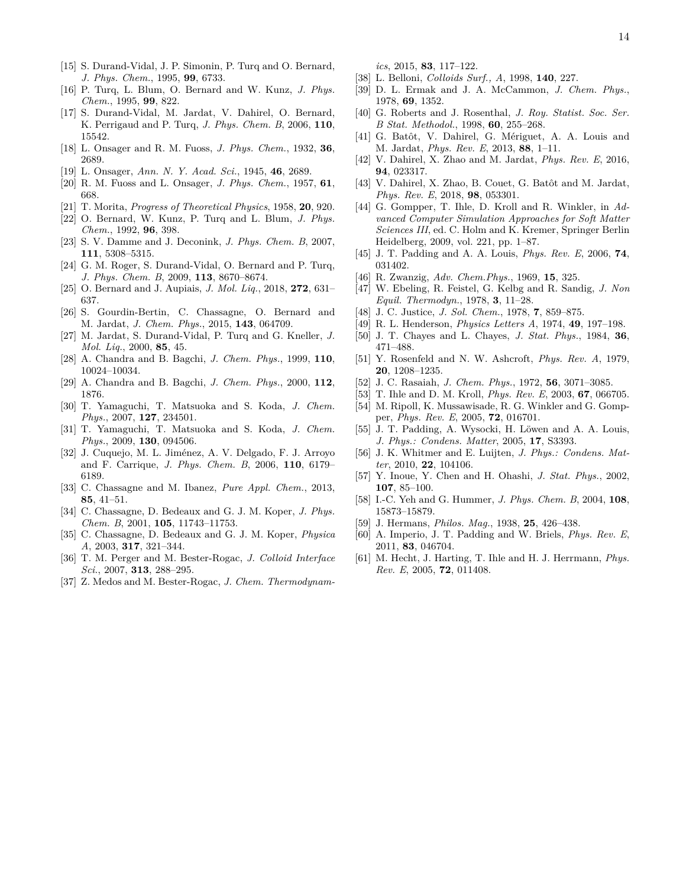[15] S. Durand-Vidal, J. P. Simonin, P. Turq and O. Bernard, *J. Phys. Chem.*, 1995, **99**, 6733.

[16] P. Turq, L. Blum, O. Bernard and W. Kunz, *J. Phys. Chem.*, 1995, **99**, 822.

[17] S. Durand-Vidal, M. Jardat, V. Dahirel, O. Bernard, K. Perrigaud and P. Turq, *J. Phys. Chem. B*, 2006, **110**, 15542.

[18] L. Onsager and R. M. Fuoss, *J. Phys. Chem.*, 1932, **36**, 2689.

[19] L. Onsager, *Ann. N. Y. Acad. Sci.*, 1945, **46**, 2689.

[20] R. M. Fuoss and L. Onsager, *J. Phys. Chem.*, 1957, **61**, 668.

[21] T. Morita, *Progress of Theoretical Physics*, 1958, **20**, 920.

[22] O. Bernard, W. Kunz, P. Turq and L. Blum, *J. Phys. Chem.*, 1992, **96**, 398.

[23] S. V. Damme and J. Deconink, *J. Phys. Chem. B*, 2007, **111**, 5308–5315.

[24] G. M. Roger, S. Durand-Vidal, O. Bernard and P. Turq, *J. Phys. Chem. B*, 2009, **113**, 8670–8674.

[25] O. Bernard and J. Aupiais, *J. Mol. Liq.*, 2018, **272**, 631–637.

[26] S. Gourdin-Bertin, C. Chassagne, O. Bernard and M. Jardat, *J. Chem. Phys.*, 2015, **143**, 064709.

[27] M. Jardat, S. Durand-Vidal, P. Turq and G. Kneller, *J. Mol. Liq.*, 2000, **85**, 45.

[28] A. Chandra and B. Bagchi, *J. Chem. Phys.*, 1999, **110**, 10024–10034.

[29] A. Chandra and B. Bagchi, *J. Chem. Phys.*, 2000, **112**, 1876.

[30] T. Yamaguchi, T. Matsuoka and S. Koda, *J. Chem. Phys.*, 2007, **127**, 234501.

[31] T. Yamaguchi, T. Matsuoka and S. Koda, *J. Chem. Phys.*, 2009, **130**, 094506.

[32] J. Cuquejo, M. L. Jiménez, A. V. Delgado, F. J. Arroyo and F. Carrique, *J. Phys. Chem. B*, 2006, **110**, 6179–6189.

[33] C. Chassagne and M. Ibanez, *Pure Appl. Chem.*, 2013, **85**, 41–51.

[34] C. Chassagne, D. Bedeaux and G. J. M. Koper, *J. Phys. Chem. B*, 2001, **105**, 11743–11753.

[35] C. Chassagne, D. Bedeaux and G. J. M. Koper, *Physica A*, 2003, **317**, 321–344.

[36] T. M. Perger and M. Bester-Rogac, *J. Colloid Interface Sci.*, 2007, **313**, 288–295.

[37] Z. Medos and M. Bester-Rogac, *J. Chem. Thermodynamics*, 2015, **83**, 117–122.

[38] L. Belloni, *Colloids Surf., A*, 1998, **140**, 227.

[39] D. L. Ermak and J. A. McCammon, *J. Chem. Phys.*, 1978, **69**, 1352.

[40] G. Roberts and J. Rosenthal, *J. Roy. Statist. Soc. Ser. B Stat. Methodol.*, 1998, **60**, 255–268.

[41] G. Batôt, V. Dahirel, G. Mériguet, A. A. Louis and M. Jardat, *Phys. Rev. E*, 2013, **88**, 1–11.

[42] V. Dahirel, X. Zhao and M. Jardat, *Phys. Rev. E*, 2016, **94**, 023317.

[43] V. Dahirel, X. Zhao, B. Couet, G. Batôt and M. Jardat, *Phys. Rev. E*, 2018, **98**, 053301.

[44] G. Gompper, T. Ihle, D. Kroll and R. Winkler, in *Advanced Computer Simulation Approaches for Soft Matter Sciences III*, ed. C. Holm and K. Kremer, Springer Berlin Heidelberg, 2009, vol. 221, pp. 1–87.

[45] J. T. Padding and A. A. Louis, *Phys. Rev. E*, 2006, **74**, 031402.

[46] R. Zwanzig, *Adv. Chem.Phys.*, 1969, **15**, 325.

[47] W. Ebeling, R. Feistel, G. Kelbg and R. Sandig, *J. Non Equil. Thermodyn.*, 1978, **3**, 11–28.

[48] J. C. Justice, *J. Sol. Chem.*, 1978, **7**, 859–875.

[49] R. L. Henderson, *Physics Letters A*, 1974, **49**, 197–198.

[50] J. T. Chayes and L. Chayes, *J. Stat. Phys.*, 1984, **36**, 471–488.

[51] Y. Rosenfeld and N. W. Ashcroft, *Phys. Rev. A*, 1979, **20**, 1208–1235.

[52] J. C. Rasaiah, *J. Chem. Phys.*, 1972, **56**, 3071–3085.

[53] T. Ihle and D. M. Kroll, *Phys. Rev. E*, 2003, **67**, 066705.

[54] M. Ripoll, K. Mussawisade, R. G. Winkler and G. Gompper, *Phys. Rev. E*, 2005, **72**, 016701.

[55] J. T. Padding, A. Wysocki, H. Löwen and A. A. Louis, *J. Phys.: Condens. Matter*, 2005, **17**, S3393.

[56] J. K. Whitmer and E. Luijten, *J. Phys.: Condens. Matter*, 2010, **22**, 104106.

[57] Y. Inoue, Y. Chen and H. Ohashi, *J. Stat. Phys.*, 2002, **107**, 85–100.

[58] I.-C. Yeh and G. Hummer, *J. Phys. Chem. B*, 2004, **108**, 15873–15879.

[59] J. Hermans, *Philos. Mag.*, 1938, **25**, 426–438.

[60] A. Imperio, J. T. Padding and W. Briels, *Phys. Rev. E*, 2011, **83**, 046704.

[61] M. Hecht, J. Harting, T. Ihle and H. J. Herrmann, *Phys. Rev. E*, 2005, **72**, 011408.